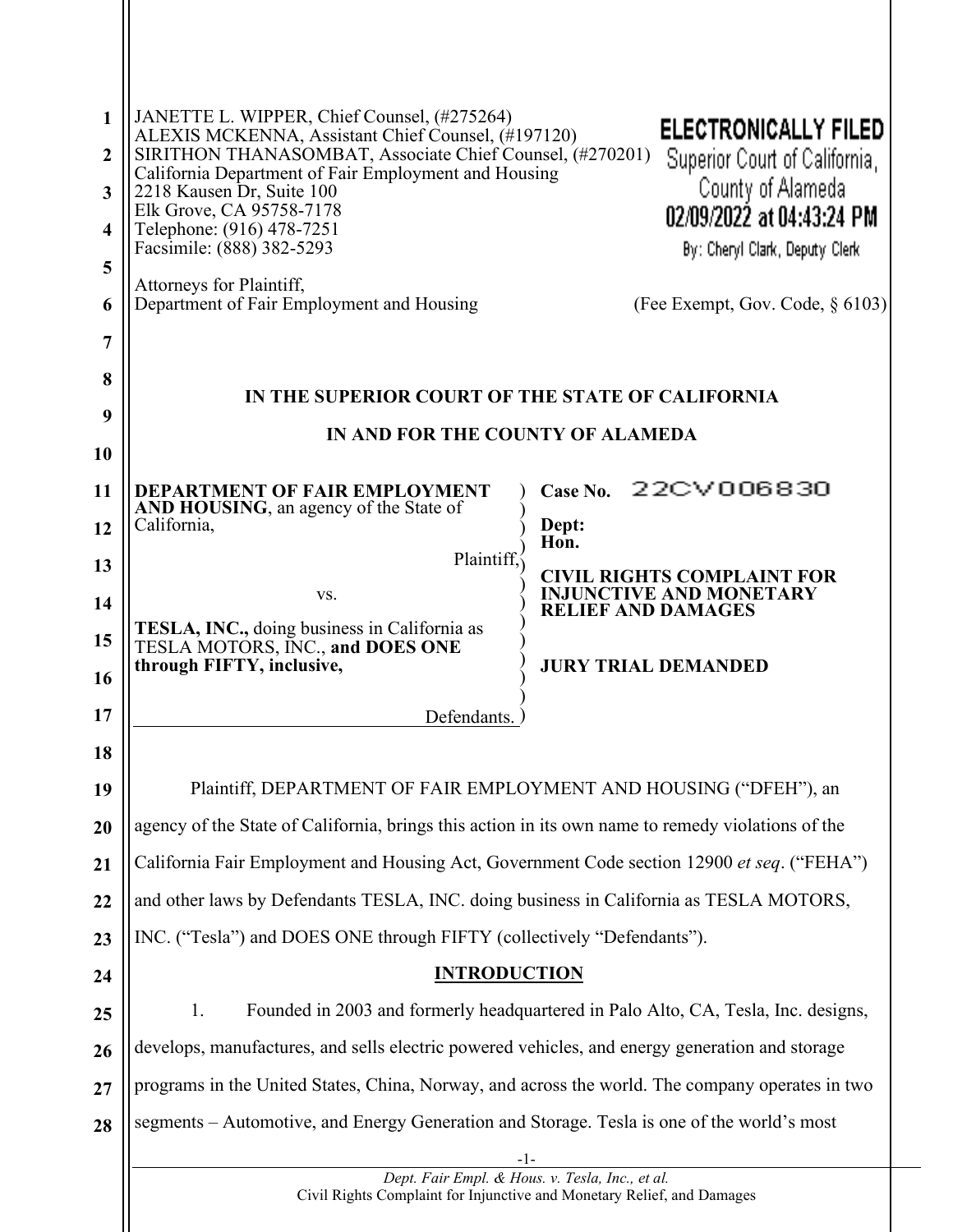JANETTE L. WIPPER, Chief Counsel, (#275264)
ALEXIS MCKENNA, Assistant Chief Counsel, (#197120)
SIRITHON THANASOMBAT, Associate Chief Counsel, (#270201)
California Department of Fair Employment and Housing
2218 Kausen Dr, Suite 100
Elk Grove, CA 95758-7178
Telephone: (916) 478-7251
Facsimile: (888) 382-5293

Attorneys for Plaintiff,
Department of Fair Employment and Housing

**ELECTRONICALLY FILED**
Superior Court of California,
County of Alameda
02/09/2022 at 04:43:24 PM
By: Cheryl Clark, Deputy Clerk

(Fee Exempt, Gov. Code, § 6103)

**IN THE SUPERIOR COURT OF THE STATE OF CALIFORNIA**

**IN AND FOR THE COUNTY OF ALAMEDA**

**DEPARTMENT OF FAIR EMPLOYMENT AND HOUSING**, an agency of the State of California,

Plaintiff,

vs.

**TESLA, INC.,** doing business in California as TESLA MOTORS, INC., **and DOES ONE through FIFTY, inclusive,**

Defendants.

**Case No.** 22CV006830

**Dept:**
**Hon.**

**CIVIL RIGHTS COMPLAINT FOR INJUNCTIVE AND MONETARY RELIEF AND DAMAGES**

**JURY TRIAL DEMANDED**

Plaintiff, DEPARTMENT OF FAIR EMPLOYMENT AND HOUSING ("DFEH"), an agency of the State of California, brings this action in its own name to remedy violations of the California Fair Employment and Housing Act, Government Code section 12900 *et seq*. ("FEHA") and other laws by Defendants TESLA, INC. doing business in California as TESLA MOTORS, INC. ("Tesla") and DOES ONE through FIFTY (collectively "Defendants").

**INTRODUCTION**

1. Founded in 2003 and formerly headquartered in Palo Alto, CA, Tesla, Inc. designs, develops, manufactures, and sells electric powered vehicles, and energy generation and storage programs in the United States, China, Norway, and across the world. The company operates in two segments – Automotive, and Energy Generation and Storage. Tesla is one of the world's most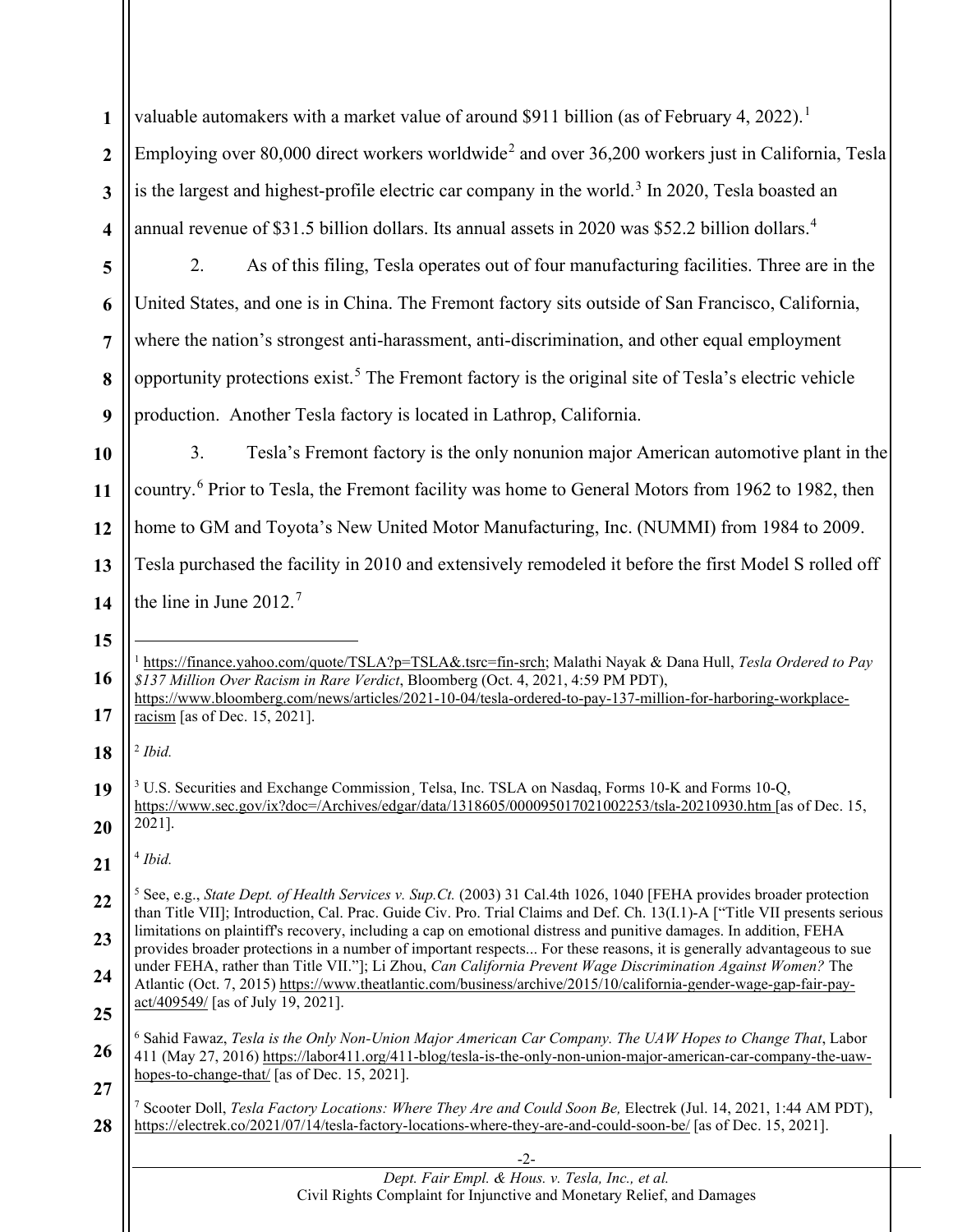valuable automakers with a market value of around $911 billion (as of February 4, 2022).[1] Employing over 80,000 direct workers worldwide[2] and over 36,200 workers just in California, Tesla is the largest and highest-profile electric car company in the world.[3] In 2020, Tesla boasted an annual revenue of $31.5 billion dollars. Its annual assets in 2020 was $52.2 billion dollars.[4]

2. As of this filing, Tesla operates out of four manufacturing facilities. Three are in the United States, and one is in China. The Fremont factory sits outside of San Francisco, California, where the nation's strongest anti-harassment, anti-discrimination, and other equal employment opportunity protections exist.[5] The Fremont factory is the original site of Tesla's electric vehicle production. Another Tesla factory is located in Lathrop, California.

3. Tesla's Fremont factory is the only nonunion major American automotive plant in the country.[6] Prior to Tesla, the Fremont facility was home to General Motors from 1962 to 1982, then home to GM and Toyota's New United Motor Manufacturing, Inc. (NUMMI) from 1984 to 2009. Tesla purchased the facility in 2010 and extensively remodeled it before the first Model S rolled off the line in June 2012.[7]

---

[1] https://finance.yahoo.com/quote/TSLA?p=TSLA&.tsrc=fin-srch; Malathi Nayak & Dana Hull, *Tesla Ordered to Pay $137 Million Over Racism in Rare Verdict*, Bloomberg (Oct. 4, 2021, 4:59 PM PDT), https://www.bloomberg.com/news/articles/2021-10-04/tesla-ordered-to-pay-137-million-for-harboring-workplace-racism [as of Dec. 15, 2021].

[2] *Ibid.*

[3] U.S. Securities and Exchange Commission¸ Telsa, Inc. TSLA on Nasdaq, Forms 10-K and Forms 10-Q, https://www.sec.gov/ix?doc=/Archives/edgar/data/1318605/000095017021002253/tsla-20210930.htm [as of Dec. 15, 2021].

[4] *Ibid.*

[5] See, e.g., *State Dept. of Health Services v. Sup.Ct.* (2003) 31 Cal.4th 1026, 1040 [FEHA provides broader protection than Title VII]; Introduction, Cal. Prac. Guide Civ. Pro. Trial Claims and Def. Ch. 13(I.1)-A ["Title VII presents serious limitations on plaintiff's recovery, including a cap on emotional distress and punitive damages. In addition, FEHA provides broader protections in a number of important respects... For these reasons, it is generally advantageous to sue under FEHA, rather than Title VII."]; Li Zhou, *Can California Prevent Wage Discrimination Against Women?* The Atlantic (Oct. 7, 2015) https://www.theatlantic.com/business/archive/2015/10/california-gender-wage-gap-fair-pay-act/409549/ [as of July 19, 2021].

[6] Sahid Fawaz, *Tesla is the Only Non-Union Major American Car Company. The UAW Hopes to Change That*, Labor 411 (May 27, 2016) https://labor411.org/411-blog/tesla-is-the-only-non-union-major-american-car-company-the-uaw-hopes-to-change-that/ [as of Dec. 15, 2021].

[7] Scooter Doll, *Tesla Factory Locations: Where They Are and Could Soon Be,* Electrek (Jul. 14, 2021, 1:44 AM PDT), https://electrek.co/2021/07/14/tesla-factory-locations-where-they-are-and-could-soon-be/ [as of Dec. 15, 2021].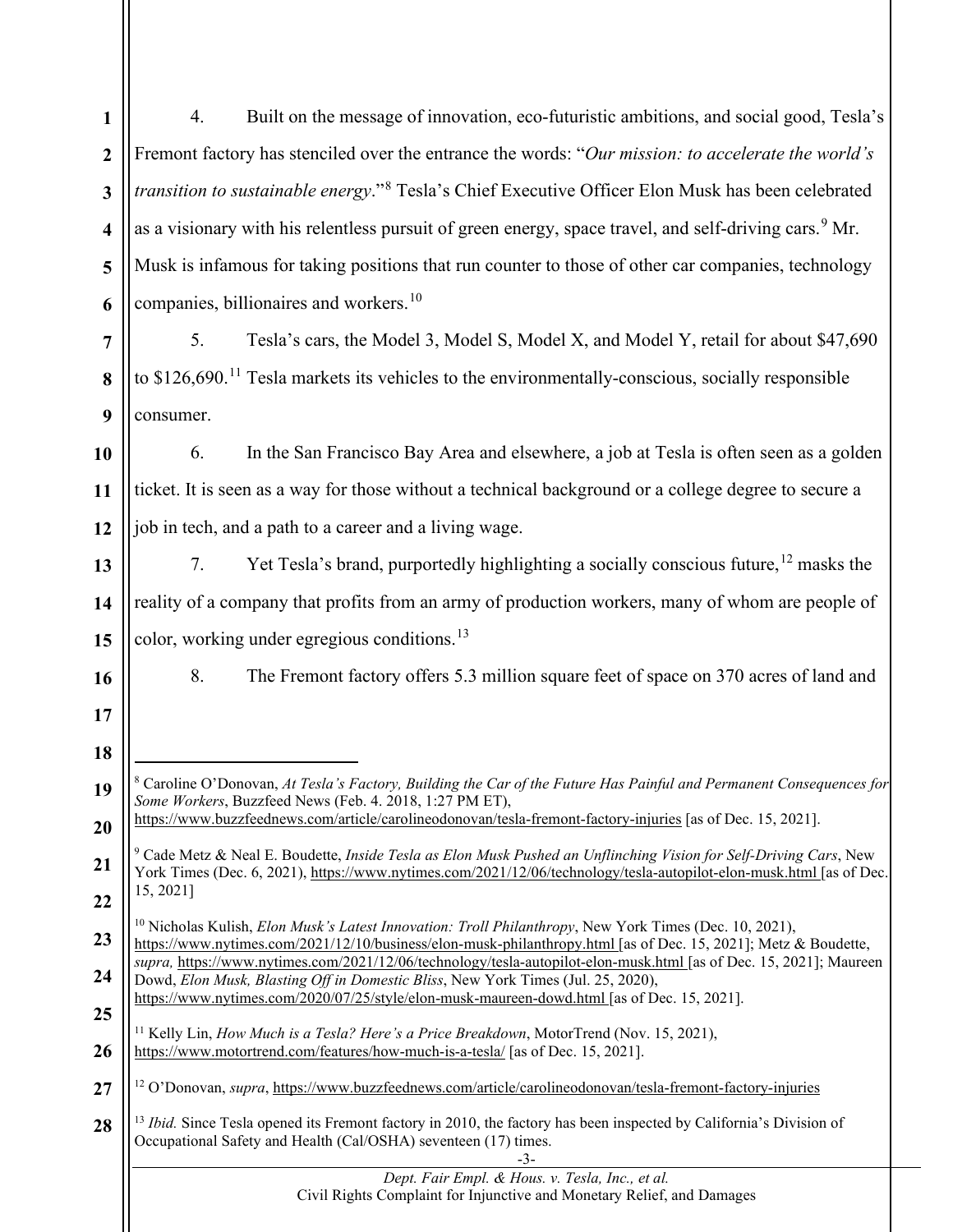4. Built on the message of innovation, eco-futuristic ambitions, and social good, Tesla's Fremont factory has stenciled over the entrance the words: "*Our mission: to accelerate the world's transition to sustainable energy*."[8] Tesla's Chief Executive Officer Elon Musk has been celebrated as a visionary with his relentless pursuit of green energy, space travel, and self-driving cars.[9] Mr. Musk is infamous for taking positions that run counter to those of other car companies, technology companies, billionaires and workers.[10]

5. Tesla's cars, the Model 3, Model S, Model X, and Model Y, retail for about $47,690 to $126,690.[11] Tesla markets its vehicles to the environmentally-conscious, socially responsible consumer.

6. In the San Francisco Bay Area and elsewhere, a job at Tesla is often seen as a golden ticket. It is seen as a way for those without a technical background or a college degree to secure a job in tech, and a path to a career and a living wage.

7. Yet Tesla's brand, purportedly highlighting a socially conscious future,[12] masks the reality of a company that profits from an army of production workers, many of whom are people of color, working under egregious conditions.[13]

8. The Fremont factory offers 5.3 million square feet of space on 370 acres of land and

---

[8] Caroline O'Donovan, *At Tesla's Factory, Building the Car of the Future Has Painful and Permanent Consequences for Some Workers*, Buzzfeed News (Feb. 4. 2018, 1:27 PM ET), https://www.buzzfeednews.com/article/carolineodonovan/tesla-fremont-factory-injuries [as of Dec. 15, 2021].

[9] Cade Metz & Neal E. Boudette, *Inside Tesla as Elon Musk Pushed an Unflinching Vision for Self-Driving Cars*, New York Times (Dec. 6, 2021), https://www.nytimes.com/2021/12/06/technology/tesla-autopilot-elon-musk.html [as of Dec. 15, 2021]

[10] Nicholas Kulish, *Elon Musk's Latest Innovation: Troll Philanthropy*, New York Times (Dec. 10, 2021), https://www.nytimes.com/2021/12/10/business/elon-musk-philanthropy.html [as of Dec. 15, 2021]; Metz & Boudette, *supra,* https://www.nytimes.com/2021/12/06/technology/tesla-autopilot-elon-musk.html [as of Dec. 15, 2021]; Maureen Dowd, *Elon Musk, Blasting Off in Domestic Bliss*, New York Times (Jul. 25, 2020), https://www.nytimes.com/2020/07/25/style/elon-musk-maureen-dowd.html [as of Dec. 15, 2021].

[11] Kelly Lin, *How Much is a Tesla? Here's a Price Breakdown*, MotorTrend (Nov. 15, 2021), https://www.motortrend.com/features/how-much-is-a-tesla/ [as of Dec. 15, 2021].

[12] O'Donovan, *supra*, https://www.buzzfeednews.com/article/carolineodonovan/tesla-fremont-factory-injuries

[13] *Ibid.* Since Tesla opened its Fremont factory in 2010, the factory has been inspected by California's Division of Occupational Safety and Health (Cal/OSHA) seventeen (17) times.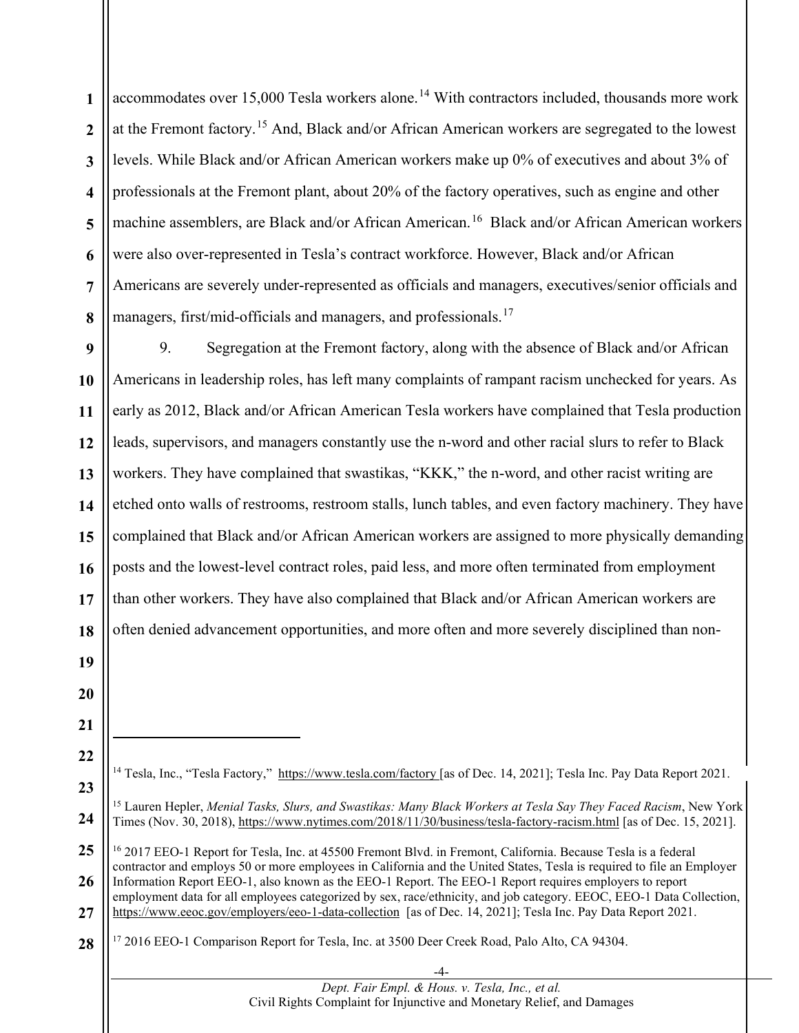accommodates over 15,000 Tesla workers alone.[14] With contractors included, thousands more work at the Fremont factory.[15] And, Black and/or African American workers are segregated to the lowest levels. While Black and/or African American workers make up 0% of executives and about 3% of professionals at the Fremont plant, about 20% of the factory operatives, such as engine and other machine assemblers, are Black and/or African American.[16] Black and/or African American workers were also over-represented in Tesla's contract workforce. However, Black and/or African Americans are severely under-represented as officials and managers, executives/senior officials and managers, first/mid-officials and managers, and professionals.[17]

9. Segregation at the Fremont factory, along with the absence of Black and/or African Americans in leadership roles, has left many complaints of rampant racism unchecked for years. As early as 2012, Black and/or African American Tesla workers have complained that Tesla production leads, supervisors, and managers constantly use the n-word and other racial slurs to refer to Black workers. They have complained that swastikas, "KKK," the n-word, and other racist writing are etched onto walls of restrooms, restroom stalls, lunch tables, and even factory machinery. They have complained that Black and/or African American workers are assigned to more physically demanding posts and the lowest-level contract roles, paid less, and more often terminated from employment than other workers. They have also complained that Black and/or African American workers are often denied advancement opportunities, and more often and more severely disciplined than non-

---

[14] Tesla, Inc., "Tesla Factory," https://www.tesla.com/factory [as of Dec. 14, 2021]; Tesla Inc. Pay Data Report 2021.

[15] Lauren Hepler, *Menial Tasks, Slurs, and Swastikas: Many Black Workers at Tesla Say They Faced Racism*, New York Times (Nov. 30, 2018), https://www.nytimes.com/2018/11/30/business/tesla-factory-racism.html [as of Dec. 15, 2021].

[16] 2017 EEO-1 Report for Tesla, Inc. at 45500 Fremont Blvd. in Fremont, California. Because Tesla is a federal contractor and employs 50 or more employees in California and the United States, Tesla is required to file an Employer Information Report EEO-1, also known as the EEO-1 Report. The EEO-1 Report requires employers to report employment data for all employees categorized by sex, race/ethnicity, and job category. EEOC, EEO-1 Data Collection, https://www.eeoc.gov/employers/eeo-1-data-collection [as of Dec. 14, 2021]; Tesla Inc. Pay Data Report 2021.

[17] 2016 EEO-1 Comparison Report for Tesla, Inc. at 3500 Deer Creek Road, Palo Alto, CA 94304.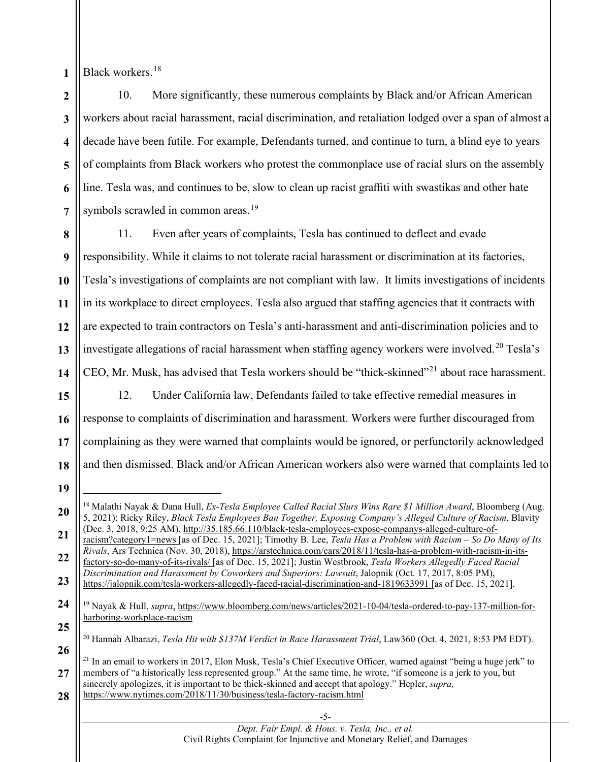Black workers.[18]

10. More significantly, these numerous complaints by Black and/or African American workers about racial harassment, racial discrimination, and retaliation lodged over a span of almost a decade have been futile. For example, Defendants turned, and continue to turn, a blind eye to years of complaints from Black workers who protest the commonplace use of racial slurs on the assembly line. Tesla was, and continues to be, slow to clean up racist graffiti with swastikas and other hate symbols scrawled in common areas.[19]

11. Even after years of complaints, Tesla has continued to deflect and evade responsibility. While it claims to not tolerate racial harassment or discrimination at its factories, Tesla's investigations of complaints are not compliant with law. It limits investigations of incidents in its workplace to direct employees. Tesla also argued that staffing agencies that it contracts with are expected to train contractors on Tesla's anti-harassment and anti-discrimination policies and to investigate allegations of racial harassment when staffing agency workers were involved.[20] Tesla's CEO, Mr. Musk, has advised that Tesla workers should be "thick-skinned"[21] about race harassment.

12. Under California law, Defendants failed to take effective remedial measures in response to complaints of discrimination and harassment. Workers were further discouraged from complaining as they were warned that complaints would be ignored, or perfunctorily acknowledged and then dismissed. Black and/or African American workers also were warned that complaints led to

---

[18] Malathi Nayak & Dana Hull, *Ex-Tesla Employee Called Racial Slurs Wins Rare $1 Million Award*, Bloomberg (Aug. 5, 2021); Ricky Riley, *Black Tesla Employees Ban Together, Exposing Company's Alleged Culture of Racism*, Blavity (Dec. 3, 2018, 9:25 AM), http://35.185.66.110/black-tesla-employees-expose-companys-alleged-culture-of-racism?category1=news [as of Dec. 15, 2021]; Timothy B. Lee, *Tesla Has a Problem with Racism – So Do Many of Its Rivals*, Ars Technica (Nov. 30, 2018), https://arstechnica.com/cars/2018/11/tesla-has-a-problem-with-racism-in-its-factory-so-do-many-of-its-rivals/ [as of Dec. 15, 2021]; Justin Westbrook, *Tesla Workers Allegedly Faced Racial Discrimination and Harassment by Coworkers and Superiors: Lawsuit*, Jalopnik (Oct. 17, 2017, 8:05 PM), https://jalopnik.com/tesla-workers-allegedly-faced-racial-discrimination-and-1819633991 [as of Dec. 15, 2021].

[19] Nayak & Hull, *supra*, https://www.bloomberg.com/news/articles/2021-10-04/tesla-ordered-to-pay-137-million-for-harboring-workplace-racism

[20] Hannah Albarazi, *Tesla Hit with $137M Verdict in Race Harassment Trial*, Law360 (Oct. 4, 2021, 8:53 PM EDT).

[21] In an email to workers in 2017, Elon Musk, Tesla's Chief Executive Officer, warned against "being a huge jerk" to members of "a historically less represented group." At the same time, he wrote, "if someone is a jerk to you, but sincerely apologizes, it is important to be thick-skinned and accept that apology." Hepler, *supra,* https://www.nytimes.com/2018/11/30/business/tesla-factory-racism.html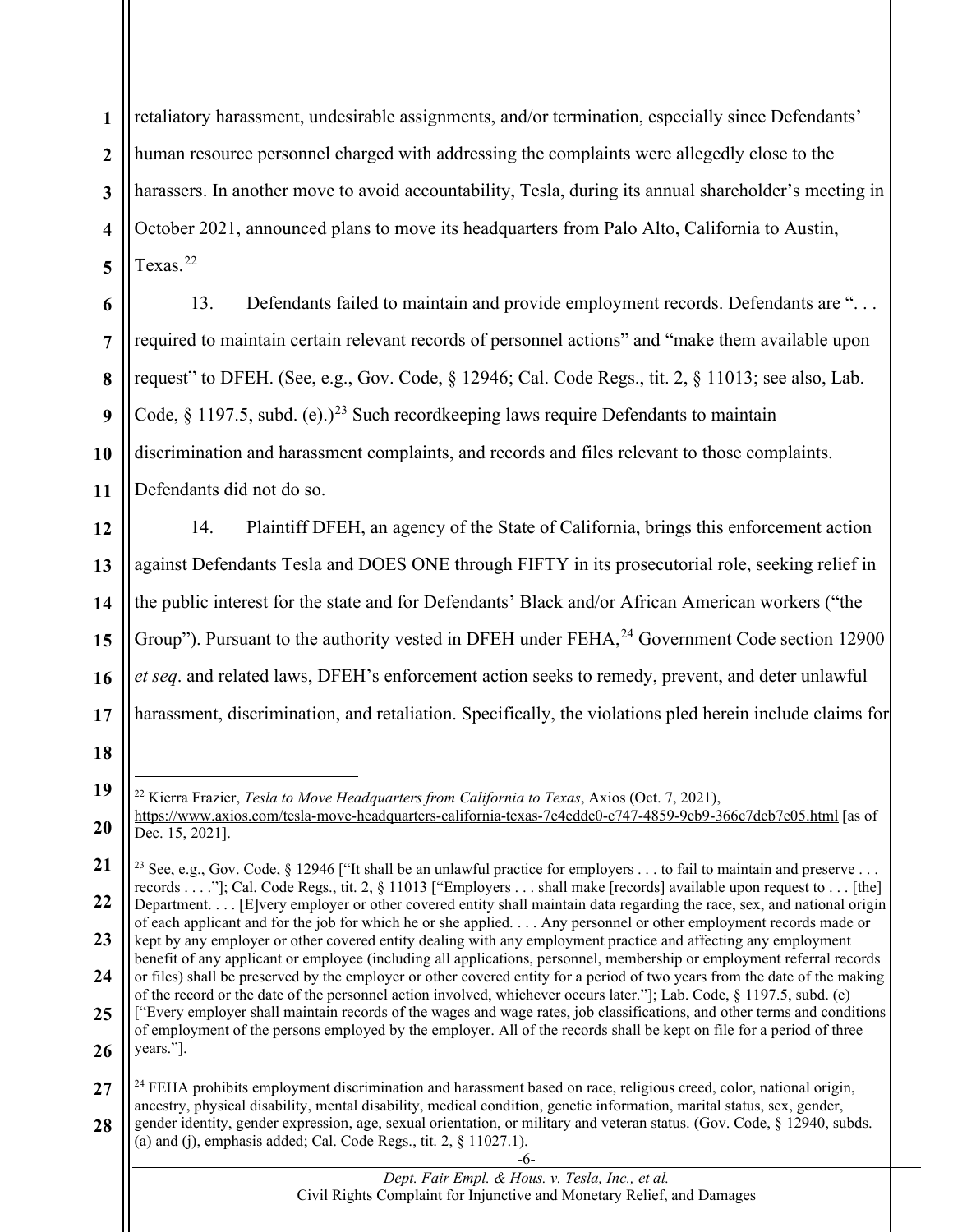retaliatory harassment, undesirable assignments, and/or termination, especially since Defendants' human resource personnel charged with addressing the complaints were allegedly close to the harassers. In another move to avoid accountability, Tesla, during its annual shareholder's meeting in October 2021, announced plans to move its headquarters from Palo Alto, California to Austin, Texas.[22]

13. Defendants failed to maintain and provide employment records. Defendants are ". . . required to maintain certain relevant records of personnel actions" and "make them available upon request" to DFEH. (See, e.g., Gov. Code, § 12946; Cal. Code Regs., tit. 2, § 11013; see also, Lab. Code, § 1197.5, subd. (e).)[23] Such recordkeeping laws require Defendants to maintain discrimination and harassment complaints, and records and files relevant to those complaints. Defendants did not do so.

14. Plaintiff DFEH, an agency of the State of California, brings this enforcement action against Defendants Tesla and DOES ONE through FIFTY in its prosecutorial role, seeking relief in the public interest for the state and for Defendants' Black and/or African American workers ("the Group"). Pursuant to the authority vested in DFEH under FEHA,[24] Government Code section 12900 *et seq*. and related laws, DFEH's enforcement action seeks to remedy, prevent, and deter unlawful harassment, discrimination, and retaliation. Specifically, the violations pled herein include claims for

---

[22] Kierra Frazier, *Tesla to Move Headquarters from California to Texas*, Axios (Oct. 7, 2021), https://www.axios.com/tesla-move-headquarters-california-texas-7e4edde0-c747-4859-9cb9-366c7dcb7e05.html [as of Dec. 15, 2021].

[23] See, e.g., Gov. Code, § 12946 ["It shall be an unlawful practice for employers . . . to fail to maintain and preserve . . . records . . . ."]; Cal. Code Regs., tit. 2, § 11013 ["Employers . . . shall make [records] available upon request to . . . [the] Department. . . . [E]very employer or other covered entity shall maintain data regarding the race, sex, and national origin of each applicant and for the job for which he or she applied. . . . Any personnel or other employment records made or kept by any employer or other covered entity dealing with any employment practice and affecting any employment benefit of any applicant or employee (including all applications, personnel, membership or employment referral records or files) shall be preserved by the employer or other covered entity for a period of two years from the date of the making of the record or the date of the personnel action involved, whichever occurs later."]; Lab. Code, § 1197.5, subd. (e) ["Every employer shall maintain records of the wages and wage rates, job classifications, and other terms and conditions of employment of the persons employed by the employer. All of the records shall be kept on file for a period of three years."].

[24] FEHA prohibits employment discrimination and harassment based on race, religious creed, color, national origin, ancestry, physical disability, mental disability, medical condition, genetic information, marital status, sex, gender, gender identity, gender expression, age, sexual orientation, or military and veteran status. (Gov. Code, § 12940, subds. (a) and (j), emphasis added; Cal. Code Regs., tit. 2, § 11027.1).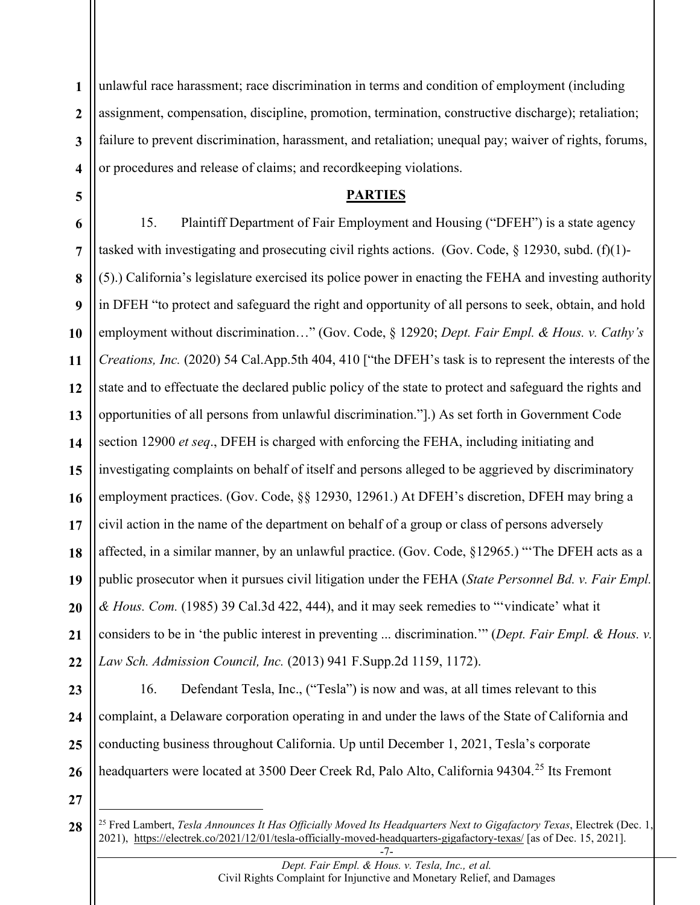unlawful race harassment; race discrimination in terms and condition of employment (including assignment, compensation, discipline, promotion, termination, constructive discharge); retaliation; failure to prevent discrimination, harassment, and retaliation; unequal pay; waiver of rights, forums, or procedures and release of claims; and recordkeeping violations.

## PARTIES

15. Plaintiff Department of Fair Employment and Housing ("DFEH") is a state agency tasked with investigating and prosecuting civil rights actions. (Gov. Code, § 12930, subd. (f)(1)-(5).) California's legislature exercised its police power in enacting the FEHA and investing authority in DFEH "to protect and safeguard the right and opportunity of all persons to seek, obtain, and hold employment without discrimination…" (Gov. Code, § 12920; *Dept. Fair Empl. & Hous. v. Cathy's Creations, Inc.* (2020) 54 Cal.App.5th 404, 410 ["the DFEH's task is to represent the interests of the state and to effectuate the declared public policy of the state to protect and safeguard the rights and opportunities of all persons from unlawful discrimination."].) As set forth in Government Code section 12900 *et seq*., DFEH is charged with enforcing the FEHA, including initiating and investigating complaints on behalf of itself and persons alleged to be aggrieved by discriminatory employment practices. (Gov. Code, §§ 12930, 12961.) At DFEH's discretion, DFEH may bring a civil action in the name of the department on behalf of a group or class of persons adversely affected, in a similar manner, by an unlawful practice. (Gov. Code, §12965.) "'The DFEH acts as a public prosecutor when it pursues civil litigation under the FEHA (*State Personnel Bd. v. Fair Empl. & Hous. Com.* (1985) 39 Cal.3d 422, 444), and it may seek remedies to "'vindicate' what it considers to be in 'the public interest in preventing ... discrimination.'" (*Dept. Fair Empl. & Hous. v. Law Sch. Admission Council, Inc.* (2013) 941 F.Supp.2d 1159, 1172).

16. Defendant Tesla, Inc., ("Tesla") is now and was, at all times relevant to this complaint, a Delaware corporation operating in and under the laws of the State of California and conducting business throughout California. Up until December 1, 2021, Tesla's corporate headquarters were located at 3500 Deer Creek Rd, Palo Alto, California 94304.[25] Its Fremont

---

[25] Fred Lambert, *Tesla Announces It Has Officially Moved Its Headquarters Next to Gigafactory Texas*, Electrek (Dec. 1, 2021), https://electrek.co/2021/12/01/tesla-officially-moved-headquarters-gigafactory-texas/ [as of Dec. 15, 2021].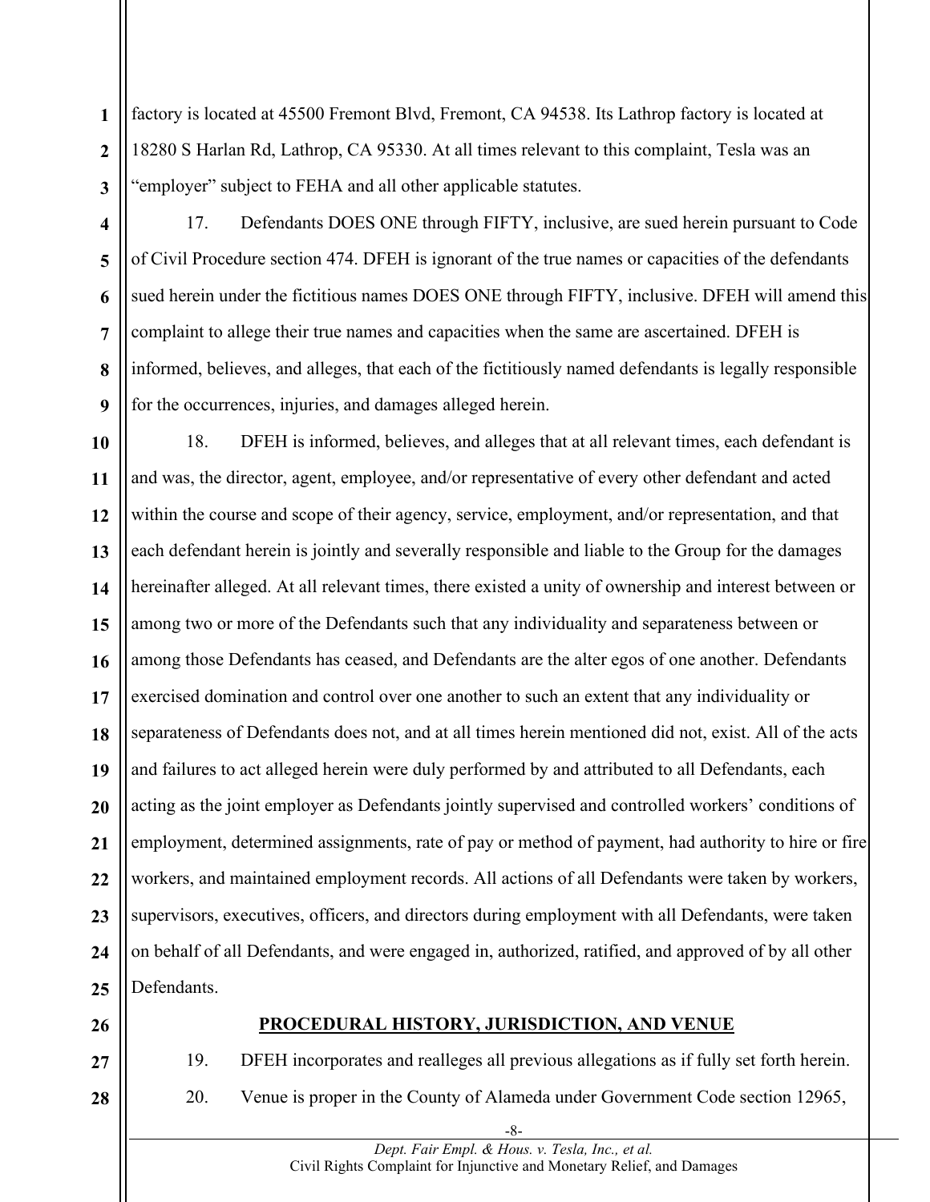factory is located at 45500 Fremont Blvd, Fremont, CA 94538. Its Lathrop factory is located at 18280 S Harlan Rd, Lathrop, CA 95330. At all times relevant to this complaint, Tesla was an "employer" subject to FEHA and all other applicable statutes.

17. Defendants DOES ONE through FIFTY, inclusive, are sued herein pursuant to Code of Civil Procedure section 474. DFEH is ignorant of the true names or capacities of the defendants sued herein under the fictitious names DOES ONE through FIFTY, inclusive. DFEH will amend this complaint to allege their true names and capacities when the same are ascertained. DFEH is informed, believes, and alleges, that each of the fictitiously named defendants is legally responsible for the occurrences, injuries, and damages alleged herein.

18. DFEH is informed, believes, and alleges that at all relevant times, each defendant is and was, the director, agent, employee, and/or representative of every other defendant and acted within the course and scope of their agency, service, employment, and/or representation, and that each defendant herein is jointly and severally responsible and liable to the Group for the damages hereinafter alleged. At all relevant times, there existed a unity of ownership and interest between or among two or more of the Defendants such that any individuality and separateness between or among those Defendants has ceased, and Defendants are the alter egos of one another. Defendants exercised domination and control over one another to such an extent that any individuality or separateness of Defendants does not, and at all times herein mentioned did not, exist. All of the acts and failures to act alleged herein were duly performed by and attributed to all Defendants, each acting as the joint employer as Defendants jointly supervised and controlled workers' conditions of employment, determined assignments, rate of pay or method of payment, had authority to hire or fire workers, and maintained employment records. All actions of all Defendants were taken by workers, supervisors, executives, officers, and directors during employment with all Defendants, were taken on behalf of all Defendants, and were engaged in, authorized, ratified, and approved of by all other Defendants.

## PROCEDURAL HISTORY, JURISDICTION, AND VENUE

19. DFEH incorporates and realleges all previous allegations as if fully set forth herein.

20. Venue is proper in the County of Alameda under Government Code section 12965,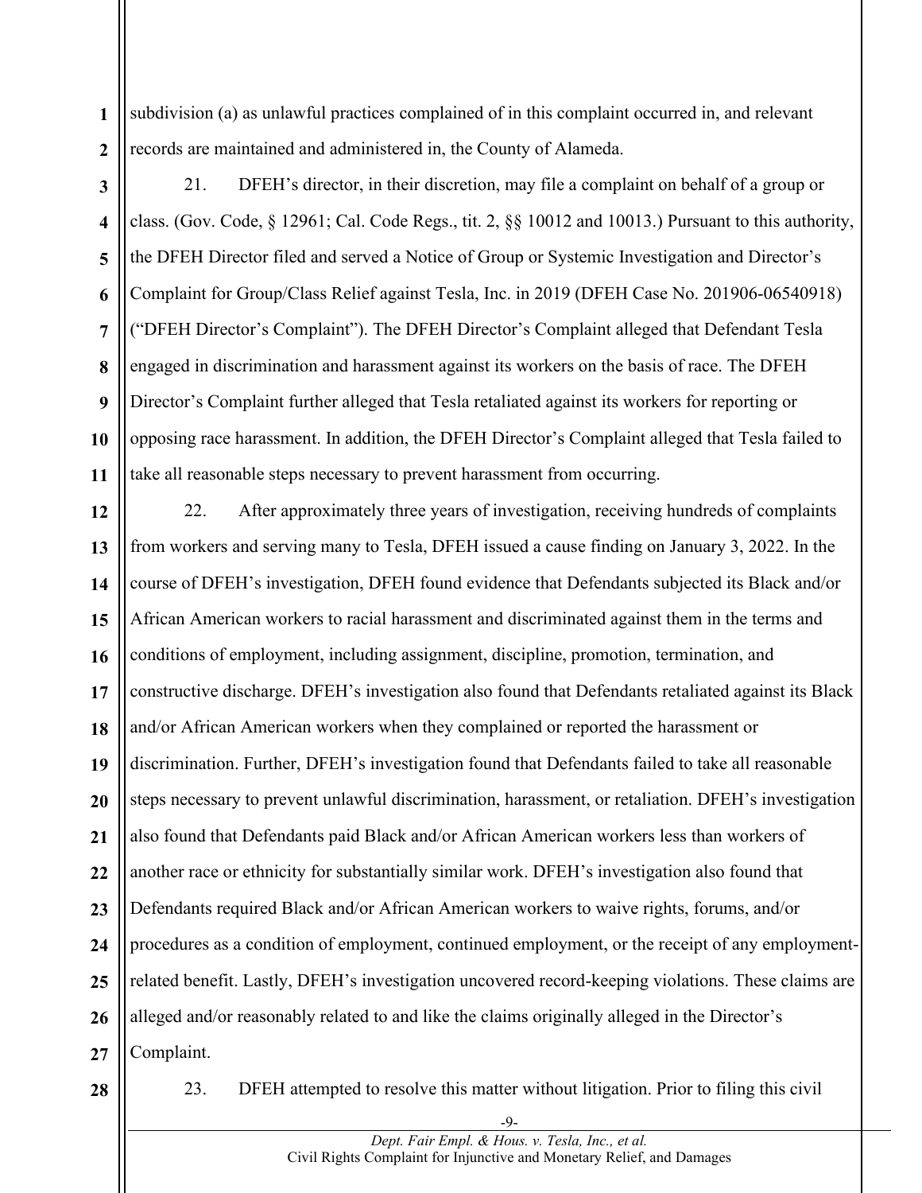subdivision (a) as unlawful practices complained of in this complaint occurred in, and relevant records are maintained and administered in, the County of Alameda.

21. DFEH's director, in their discretion, may file a complaint on behalf of a group or class. (Gov. Code, § 12961; Cal. Code Regs., tit. 2, §§ 10012 and 10013.) Pursuant to this authority, the DFEH Director filed and served a Notice of Group or Systemic Investigation and Director's Complaint for Group/Class Relief against Tesla, Inc. in 2019 (DFEH Case No. 201906-06540918) ("DFEH Director's Complaint"). The DFEH Director's Complaint alleged that Defendant Tesla engaged in discrimination and harassment against its workers on the basis of race. The DFEH Director's Complaint further alleged that Tesla retaliated against its workers for reporting or opposing race harassment. In addition, the DFEH Director's Complaint alleged that Tesla failed to take all reasonable steps necessary to prevent harassment from occurring.

22. After approximately three years of investigation, receiving hundreds of complaints from workers and serving many to Tesla, DFEH issued a cause finding on January 3, 2022. In the course of DFEH's investigation, DFEH found evidence that Defendants subjected its Black and/or African American workers to racial harassment and discriminated against them in the terms and conditions of employment, including assignment, discipline, promotion, termination, and constructive discharge. DFEH's investigation also found that Defendants retaliated against its Black and/or African American workers when they complained or reported the harassment or discrimination. Further, DFEH's investigation found that Defendants failed to take all reasonable steps necessary to prevent unlawful discrimination, harassment, or retaliation. DFEH's investigation also found that Defendants paid Black and/or African American workers less than workers of another race or ethnicity for substantially similar work. DFEH's investigation also found that Defendants required Black and/or African American workers to waive rights, forums, and/or procedures as a condition of employment, continued employment, or the receipt of any employment-related benefit. Lastly, DFEH's investigation uncovered record-keeping violations. These claims are alleged and/or reasonably related to and like the claims originally alleged in the Director's Complaint.

23. DFEH attempted to resolve this matter without litigation. Prior to filing this civil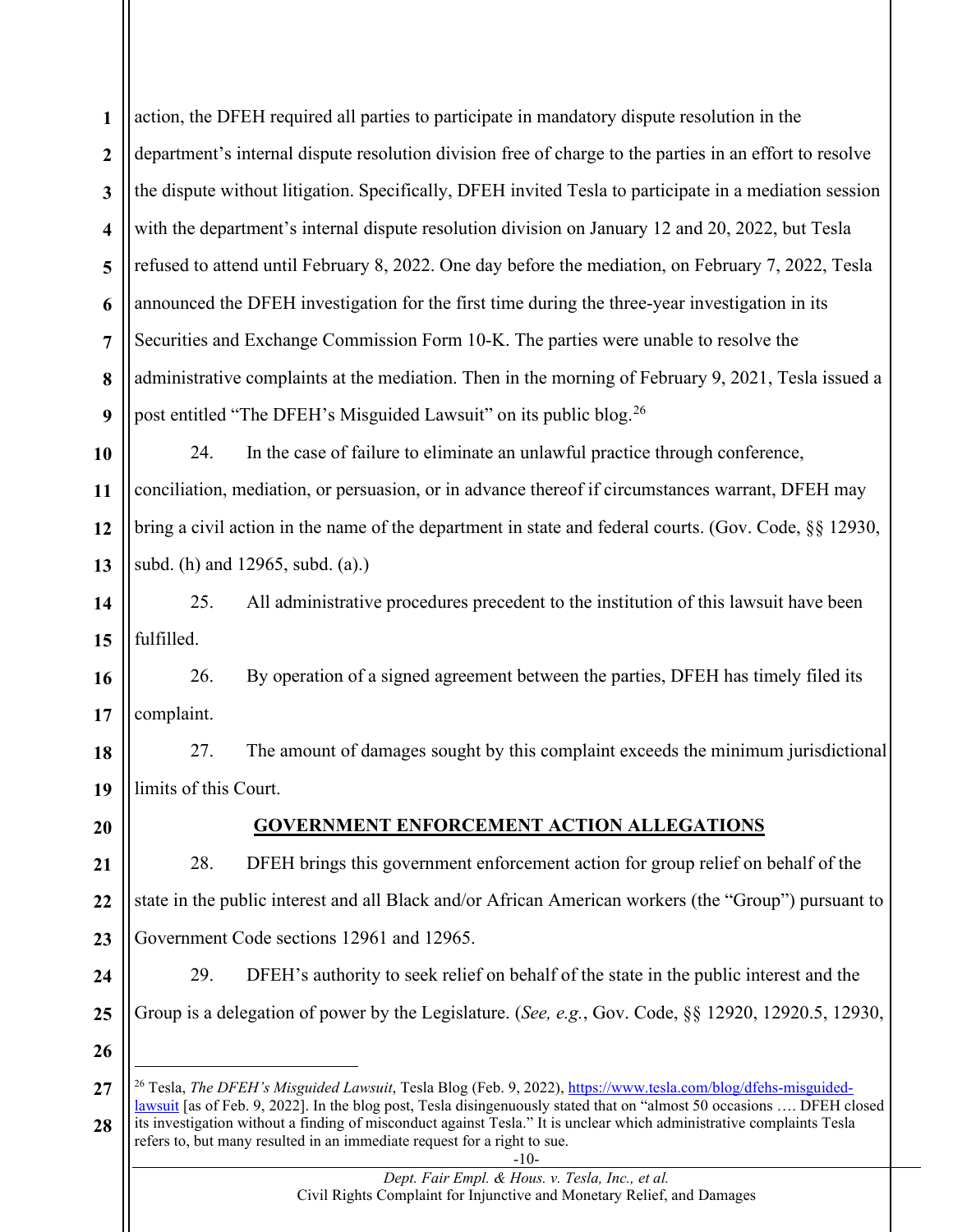action, the DFEH required all parties to participate in mandatory dispute resolution in the department's internal dispute resolution division free of charge to the parties in an effort to resolve the dispute without litigation. Specifically, DFEH invited Tesla to participate in a mediation session with the department's internal dispute resolution division on January 12 and 20, 2022, but Tesla refused to attend until February 8, 2022. One day before the mediation, on February 7, 2022, Tesla announced the DFEH investigation for the first time during the three-year investigation in its Securities and Exchange Commission Form 10-K. The parties were unable to resolve the administrative complaints at the mediation. Then in the morning of February 9, 2021, Tesla issued a post entitled "The DFEH's Misguided Lawsuit" on its public blog.[26]

24. In the case of failure to eliminate an unlawful practice through conference, conciliation, mediation, or persuasion, or in advance thereof if circumstances warrant, DFEH may bring a civil action in the name of the department in state and federal courts. (Gov. Code, §§ 12930, subd. (h) and 12965, subd. (a).)

25. All administrative procedures precedent to the institution of this lawsuit have been fulfilled.

26. By operation of a signed agreement between the parties, DFEH has timely filed its complaint.

27. The amount of damages sought by this complaint exceeds the minimum jurisdictional limits of this Court.

## GOVERNMENT ENFORCEMENT ACTION ALLEGATIONS

28. DFEH brings this government enforcement action for group relief on behalf of the state in the public interest and all Black and/or African American workers (the "Group") pursuant to Government Code sections 12961 and 12965.

29. DFEH's authority to seek relief on behalf of the state in the public interest and the Group is a delegation of power by the Legislature. (*See, e.g.*, Gov. Code, §§ 12920, 12920.5, 12930,

---

[26] Tesla, *The DFEH's Misguided Lawsuit*, Tesla Blog (Feb. 9, 2022), https://www.tesla.com/blog/dfehs-misguided-lawsuit [as of Feb. 9, 2022]. In the blog post, Tesla disingenuously stated that on "almost 50 occasions …. DFEH closed its investigation without a finding of misconduct against Tesla." It is unclear which administrative complaints Tesla refers to, but many resulted in an immediate request for a right to sue.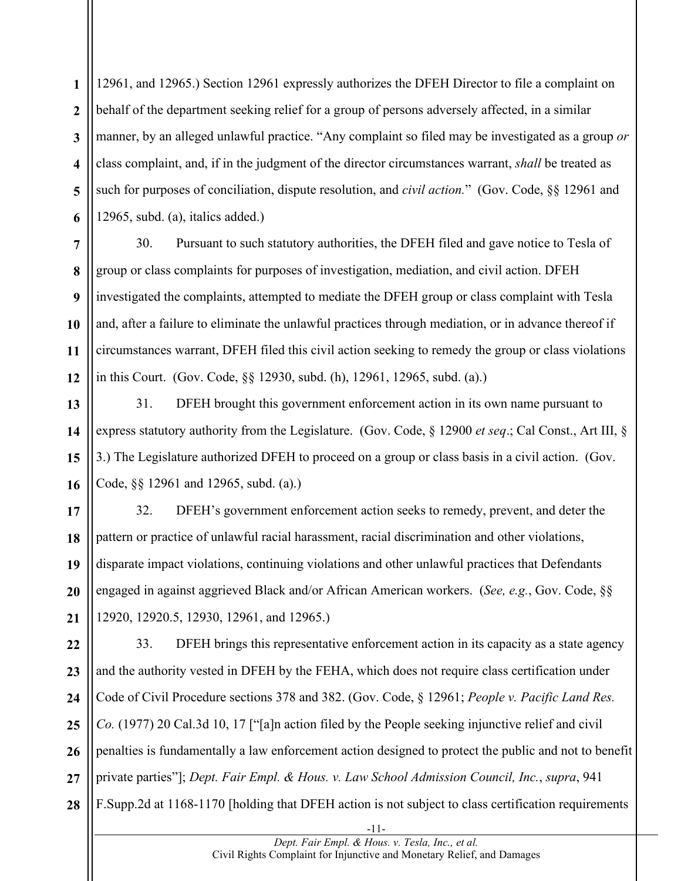12961, and 12965.) Section 12961 expressly authorizes the DFEH Director to file a complaint on behalf of the department seeking relief for a group of persons adversely affected, in a similar manner, by an alleged unlawful practice. "Any complaint so filed may be investigated as a group *or* class complaint, and, if in the judgment of the director circumstances warrant, *shall* be treated as such for purposes of conciliation, dispute resolution, and *civil action.*" (Gov. Code, §§ 12961 and 12965, subd. (a), italics added.)

30. Pursuant to such statutory authorities, the DFEH filed and gave notice to Tesla of group or class complaints for purposes of investigation, mediation, and civil action. DFEH investigated the complaints, attempted to mediate the DFEH group or class complaint with Tesla and, after a failure to eliminate the unlawful practices through mediation, or in advance thereof if circumstances warrant, DFEH filed this civil action seeking to remedy the group or class violations in this Court. (Gov. Code, §§ 12930, subd. (h), 12961, 12965, subd. (a).)

31. DFEH brought this government enforcement action in its own name pursuant to express statutory authority from the Legislature. (Gov. Code, § 12900 *et seq*.; Cal Const., Art III, § 3.) The Legislature authorized DFEH to proceed on a group or class basis in a civil action. (Gov. Code, §§ 12961 and 12965, subd. (a).)

32. DFEH's government enforcement action seeks to remedy, prevent, and deter the pattern or practice of unlawful racial harassment, racial discrimination and other violations, disparate impact violations, continuing violations and other unlawful practices that Defendants engaged in against aggrieved Black and/or African American workers. (*See, e.g.*, Gov. Code, §§ 12920, 12920.5, 12930, 12961, and 12965.)

33. DFEH brings this representative enforcement action in its capacity as a state agency and the authority vested in DFEH by the FEHA, which does not require class certification under Code of Civil Procedure sections 378 and 382. (Gov. Code, § 12961; *People v. Pacific Land Res. Co.* (1977) 20 Cal.3d 10, 17 ["[a]n action filed by the People seeking injunctive relief and civil penalties is fundamentally a law enforcement action designed to protect the public and not to benefit private parties"]; *Dept. Fair Empl. & Hous. v. Law School Admission Council, Inc.*, *supra*, 941 F.Supp.2d at 1168-1170 [holding that DFEH action is not subject to class certification requirements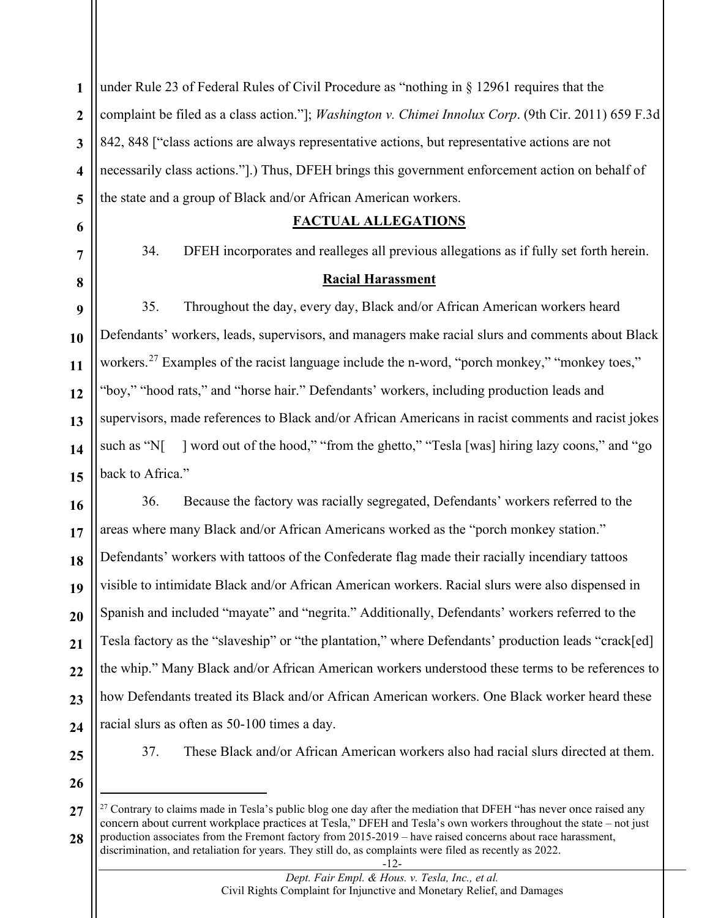under Rule 23 of Federal Rules of Civil Procedure as "nothing in § 12961 requires that the complaint be filed as a class action."]; *Washington v. Chimei Innolux Corp*. (9th Cir. 2011) 659 F.3d 842, 848 ["class actions are always representative actions, but representative actions are not necessarily class actions."].) Thus, DFEH brings this government enforcement action on behalf of the state and a group of Black and/or African American workers.

## FACTUAL ALLEGATIONS

34. DFEH incorporates and realleges all previous allegations as if fully set forth herein.

### Racial Harassment

35. Throughout the day, every day, Black and/or African American workers heard Defendants' workers, leads, supervisors, and managers make racial slurs and comments about Black workers.[27] Examples of the racist language include the n-word, "porch monkey," "monkey toes," "boy," "hood rats," and "horse hair." Defendants' workers, including production leads and supervisors, made references to Black and/or African Americans in racist comments and racist jokes such as "N[ ] word out of the hood," "from the ghetto," "Tesla [was] hiring lazy coons," and "go back to Africa."

36. Because the factory was racially segregated, Defendants' workers referred to the areas where many Black and/or African Americans worked as the "porch monkey station." Defendants' workers with tattoos of the Confederate flag made their racially incendiary tattoos visible to intimidate Black and/or African American workers. Racial slurs were also dispensed in Spanish and included "mayate" and "negrita." Additionally, Defendants' workers referred to the Tesla factory as the "slaveship" or "the plantation," where Defendants' production leads "crack[ed] the whip." Many Black and/or African American workers understood these terms to be references to how Defendants treated its Black and/or African American workers. One Black worker heard these racial slurs as often as 50-100 times a day.

37. These Black and/or African American workers also had racial slurs directed at them.

---

[27] Contrary to claims made in Tesla's public blog one day after the mediation that DFEH "has never once raised any concern about current workplace practices at Tesla," DFEH and Tesla's own workers throughout the state – not just production associates from the Fremont factory from 2015-2019 – have raised concerns about race harassment, discrimination, and retaliation for years. They still do, as complaints were filed as recently as 2022.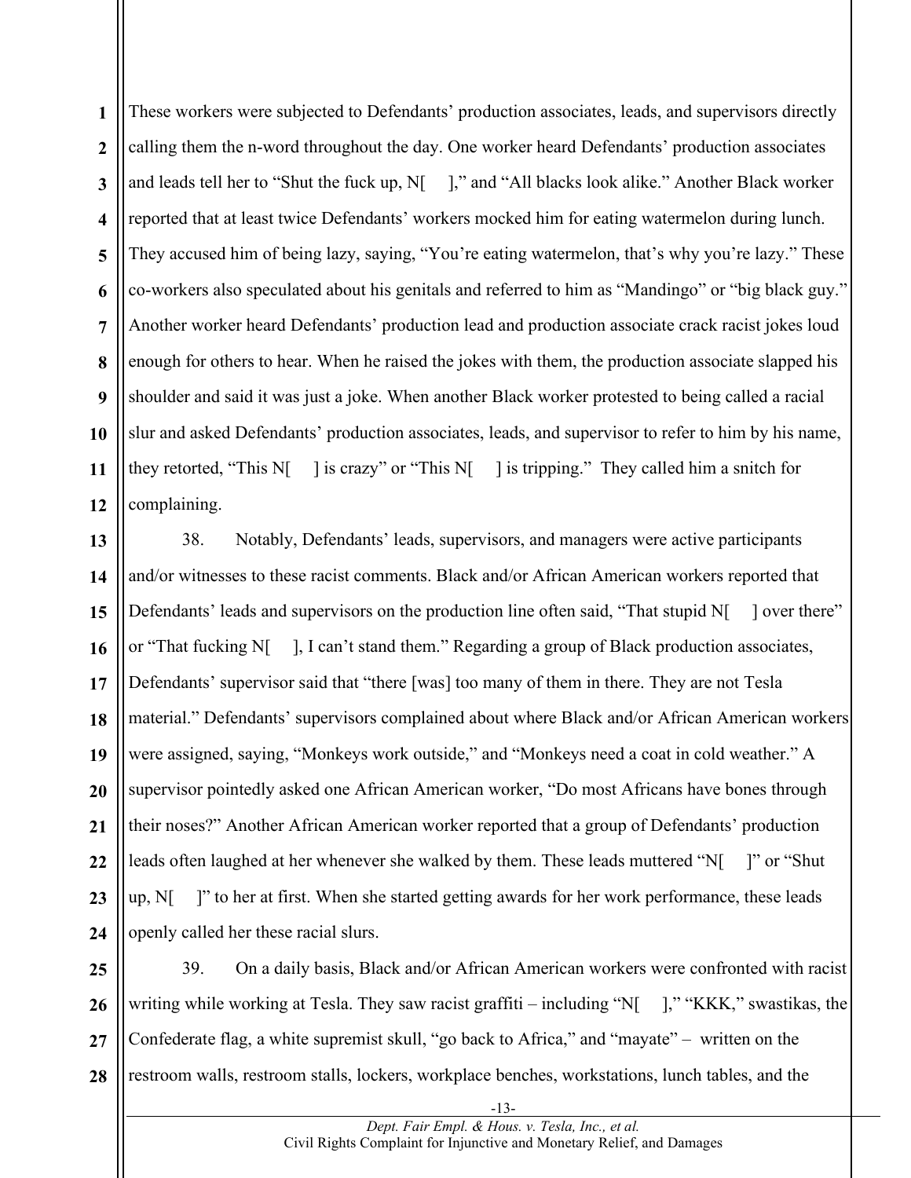These workers were subjected to Defendants' production associates, leads, and supervisors directly calling them the n-word throughout the day. One worker heard Defendants' production associates and leads tell her to "Shut the fuck up, N[ ]," and "All blacks look alike." Another Black worker reported that at least twice Defendants' workers mocked him for eating watermelon during lunch. They accused him of being lazy, saying, "You're eating watermelon, that's why you're lazy." These co-workers also speculated about his genitals and referred to him as "Mandingo" or "big black guy." Another worker heard Defendants' production lead and production associate crack racist jokes loud enough for others to hear. When he raised the jokes with them, the production associate slapped his shoulder and said it was just a joke. When another Black worker protested to being called a racial slur and asked Defendants' production associates, leads, and supervisor to refer to him by his name, they retorted, "This N[ ] is crazy" or "This N[ ] is tripping." They called him a snitch for complaining.

38. Notably, Defendants' leads, supervisors, and managers were active participants and/or witnesses to these racist comments. Black and/or African American workers reported that Defendants' leads and supervisors on the production line often said, "That stupid N[ ] over there" or "That fucking N[ ], I can't stand them." Regarding a group of Black production associates, Defendants' supervisor said that "there [was] too many of them in there. They are not Tesla material." Defendants' supervisors complained about where Black and/or African American workers were assigned, saying, "Monkeys work outside," and "Monkeys need a coat in cold weather." A supervisor pointedly asked one African American worker, "Do most Africans have bones through their noses?" Another African American worker reported that a group of Defendants' production leads often laughed at her whenever she walked by them. These leads muttered "N[ ]" or "Shut up, N[ ]" to her at first. When she started getting awards for her work performance, these leads openly called her these racial slurs.

39. On a daily basis, Black and/or African American workers were confronted with racist writing while working at Tesla. They saw racist graffiti – including "N[ ]," "KKK," swastikas, the Confederate flag, a white supremist skull, "go back to Africa," and "mayate" – written on the restroom walls, restroom stalls, lockers, workplace benches, workstations, lunch tables, and the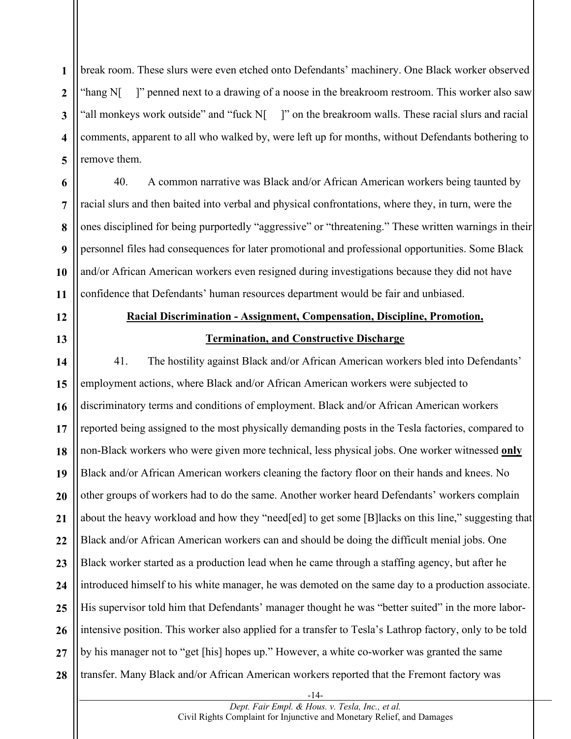break room. These slurs were even etched onto Defendants' machinery. One Black worker observed "hang N[ ]" penned next to a drawing of a noose in the breakroom restroom. This worker also saw "all monkeys work outside" and "fuck N[ ]" on the breakroom walls. These racial slurs and racial comments, apparent to all who walked by, were left up for months, without Defendants bothering to remove them.

40. A common narrative was Black and/or African American workers being taunted by racial slurs and then baited into verbal and physical confrontations, where they, in turn, were the ones disciplined for being purportedly "aggressive" or "threatening." These written warnings in their personnel files had consequences for later promotional and professional opportunities. Some Black and/or African American workers even resigned during investigations because they did not have confidence that Defendants' human resources department would be fair and unbiased.

**Racial Discrimination - Assignment, Compensation, Discipline, Promotion, Termination, and Constructive Discharge**

41. The hostility against Black and/or African American workers bled into Defendants' employment actions, where Black and/or African American workers were subjected to discriminatory terms and conditions of employment. Black and/or African American workers reported being assigned to the most physically demanding posts in the Tesla factories, compared to non-Black workers who were given more technical, less physical jobs. One worker witnessed **only** Black and/or African American workers cleaning the factory floor on their hands and knees. No other groups of workers had to do the same. Another worker heard Defendants' workers complain about the heavy workload and how they "need[ed] to get some [B]lacks on this line," suggesting that Black and/or African American workers can and should be doing the difficult menial jobs. One Black worker started as a production lead when he came through a staffing agency, but after he introduced himself to his white manager, he was demoted on the same day to a production associate. His supervisor told him that Defendants' manager thought he was "better suited" in the more labor-intensive position. This worker also applied for a transfer to Tesla's Lathrop factory, only to be told by his manager not to "get [his] hopes up." However, a white co-worker was granted the same transfer. Many Black and/or African American workers reported that the Fremont factory was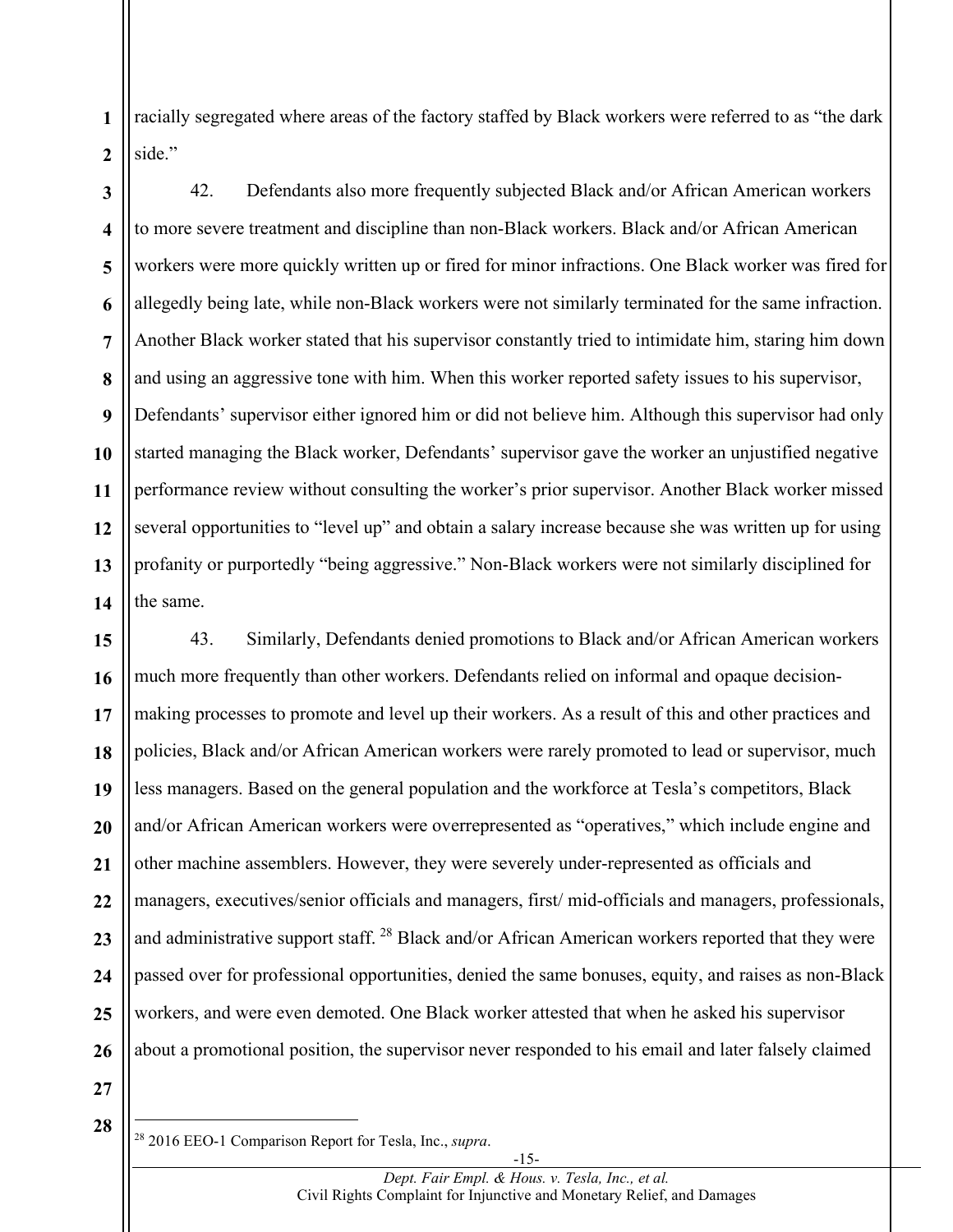racially segregated where areas of the factory staffed by Black workers were referred to as "the dark side."

42. Defendants also more frequently subjected Black and/or African American workers to more severe treatment and discipline than non-Black workers. Black and/or African American workers were more quickly written up or fired for minor infractions. One Black worker was fired for allegedly being late, while non-Black workers were not similarly terminated for the same infraction. Another Black worker stated that his supervisor constantly tried to intimidate him, staring him down and using an aggressive tone with him. When this worker reported safety issues to his supervisor, Defendants' supervisor either ignored him or did not believe him. Although this supervisor had only started managing the Black worker, Defendants' supervisor gave the worker an unjustified negative performance review without consulting the worker's prior supervisor. Another Black worker missed several opportunities to "level up" and obtain a salary increase because she was written up for using profanity or purportedly "being aggressive." Non-Black workers were not similarly disciplined for the same.

43. Similarly, Defendants denied promotions to Black and/or African American workers much more frequently than other workers. Defendants relied on informal and opaque decision-making processes to promote and level up their workers. As a result of this and other practices and policies, Black and/or African American workers were rarely promoted to lead or supervisor, much less managers. Based on the general population and the workforce at Tesla's competitors, Black and/or African American workers were overrepresented as "operatives," which include engine and other machine assemblers. However, they were severely under-represented as officials and managers, executives/senior officials and managers, first/ mid-officials and managers, professionals, and administrative support staff. [28] Black and/or African American workers reported that they were passed over for professional opportunities, denied the same bonuses, equity, and raises as non-Black workers, and were even demoted. One Black worker attested that when he asked his supervisor about a promotional position, the supervisor never responded to his email and later falsely claimed

---

[28] 2016 EEO-1 Comparison Report for Tesla, Inc., *supra*.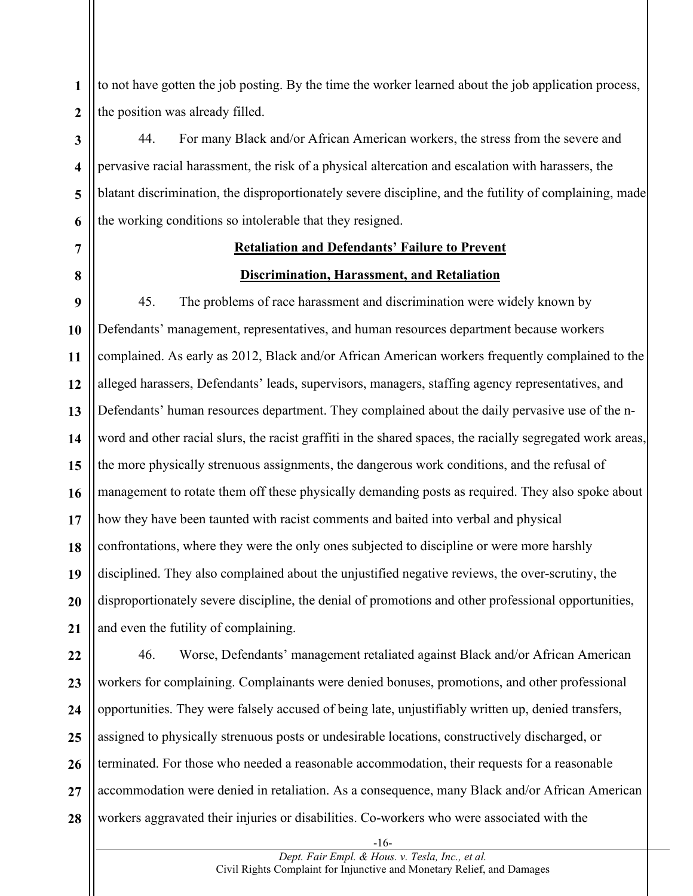to not have gotten the job posting. By the time the worker learned about the job application process, the position was already filled.

44. For many Black and/or African American workers, the stress from the severe and pervasive racial harassment, the risk of a physical altercation and escalation with harassers, the blatant discrimination, the disproportionately severe discipline, and the futility of complaining, made the working conditions so intolerable that they resigned.

**Retaliation and Defendants' Failure to Prevent**

**Discrimination, Harassment, and Retaliation**

45. The problems of race harassment and discrimination were widely known by Defendants' management, representatives, and human resources department because workers complained. As early as 2012, Black and/or African American workers frequently complained to the alleged harassers, Defendants' leads, supervisors, managers, staffing agency representatives, and Defendants' human resources department. They complained about the daily pervasive use of the n-word and other racial slurs, the racist graffiti in the shared spaces, the racially segregated work areas, the more physically strenuous assignments, the dangerous work conditions, and the refusal of management to rotate them off these physically demanding posts as required. They also spoke about how they have been taunted with racist comments and baited into verbal and physical confrontations, where they were the only ones subjected to discipline or were more harshly disciplined. They also complained about the unjustified negative reviews, the over-scrutiny, the disproportionately severe discipline, the denial of promotions and other professional opportunities, and even the futility of complaining.

46. Worse, Defendants' management retaliated against Black and/or African American workers for complaining. Complainants were denied bonuses, promotions, and other professional opportunities. They were falsely accused of being late, unjustifiably written up, denied transfers, assigned to physically strenuous posts or undesirable locations, constructively discharged, or terminated. For those who needed a reasonable accommodation, their requests for a reasonable accommodation were denied in retaliation. As a consequence, many Black and/or African American workers aggravated their injuries or disabilities. Co-workers who were associated with the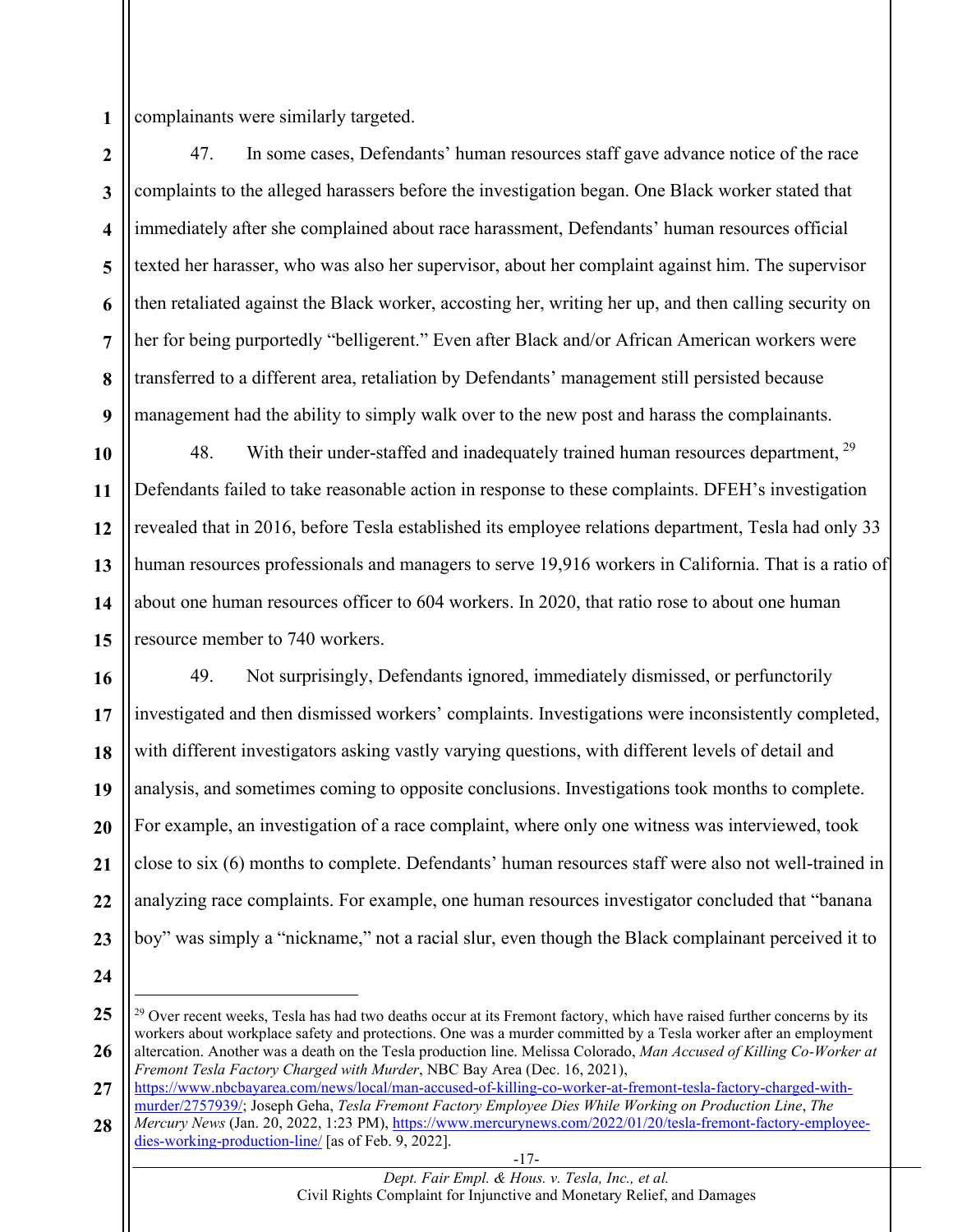complainants were similarly targeted.

47. In some cases, Defendants' human resources staff gave advance notice of the race complaints to the alleged harassers before the investigation began. One Black worker stated that immediately after she complained about race harassment, Defendants' human resources official texted her harasser, who was also her supervisor, about her complaint against him. The supervisor then retaliated against the Black worker, accosting her, writing her up, and then calling security on her for being purportedly "belligerent." Even after Black and/or African American workers were transferred to a different area, retaliation by Defendants' management still persisted because management had the ability to simply walk over to the new post and harass the complainants.

48. With their under-staffed and inadequately trained human resources department, [29] Defendants failed to take reasonable action in response to these complaints. DFEH's investigation revealed that in 2016, before Tesla established its employee relations department, Tesla had only 33 human resources professionals and managers to serve 19,916 workers in California. That is a ratio of about one human resources officer to 604 workers. In 2020, that ratio rose to about one human resource member to 740 workers.

49. Not surprisingly, Defendants ignored, immediately dismissed, or perfunctorily investigated and then dismissed workers' complaints. Investigations were inconsistently completed, with different investigators asking vastly varying questions, with different levels of detail and analysis, and sometimes coming to opposite conclusions. Investigations took months to complete. For example, an investigation of a race complaint, where only one witness was interviewed, took close to six (6) months to complete. Defendants' human resources staff were also not well-trained in analyzing race complaints. For example, one human resources investigator concluded that "banana boy" was simply a "nickname," not a racial slur, even though the Black complainant perceived it to

---

[29] Over recent weeks, Tesla has had two deaths occur at its Fremont factory, which have raised further concerns by its workers about workplace safety and protections. One was a murder committed by a Tesla worker after an employment altercation. Another was a death on the Tesla production line. Melissa Colorado, *Man Accused of Killing Co-Worker at Fremont Tesla Factory Charged with Murder*, NBC Bay Area (Dec. 16, 2021), https://www.nbcbayarea.com/news/local/man-accused-of-killing-co-worker-at-fremont-tesla-factory-charged-with-murder/2757939/; Joseph Geha, *Tesla Fremont Factory Employee Dies While Working on Production Line*, *The Mercury News* (Jan. 20, 2022, 1:23 PM), https://www.mercurynews.com/2022/01/20/tesla-fremont-factory-employee-dies-working-production-line/ [as of Feb. 9, 2022].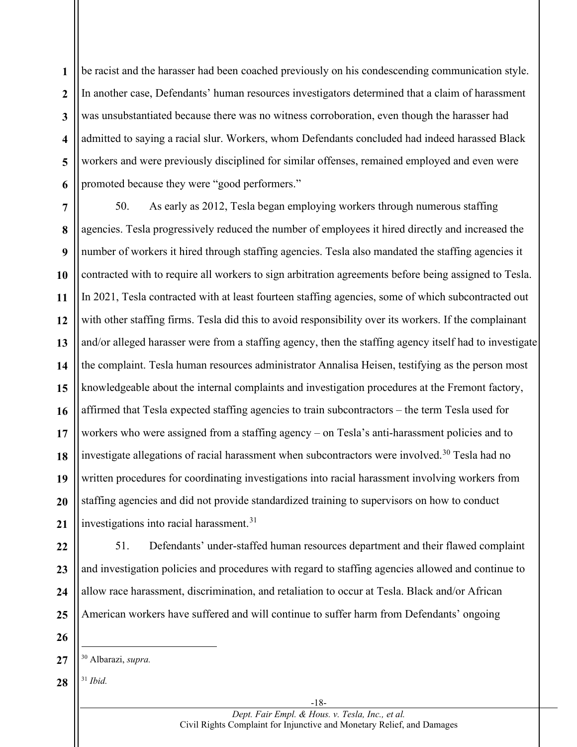be racist and the harasser had been coached previously on his condescending communication style. In another case, Defendants' human resources investigators determined that a claim of harassment was unsubstantiated because there was no witness corroboration, even though the harasser had admitted to saying a racial slur. Workers, whom Defendants concluded had indeed harassed Black workers and were previously disciplined for similar offenses, remained employed and even were promoted because they were "good performers."

50. As early as 2012, Tesla began employing workers through numerous staffing agencies. Tesla progressively reduced the number of employees it hired directly and increased the number of workers it hired through staffing agencies. Tesla also mandated the staffing agencies it contracted with to require all workers to sign arbitration agreements before being assigned to Tesla. In 2021, Tesla contracted with at least fourteen staffing agencies, some of which subcontracted out with other staffing firms. Tesla did this to avoid responsibility over its workers. If the complainant and/or alleged harasser were from a staffing agency, then the staffing agency itself had to investigate the complaint. Tesla human resources administrator Annalisa Heisen, testifying as the person most knowledgeable about the internal complaints and investigation procedures at the Fremont factory, affirmed that Tesla expected staffing agencies to train subcontractors – the term Tesla used for workers who were assigned from a staffing agency – on Tesla's anti-harassment policies and to investigate allegations of racial harassment when subcontractors were involved.[30] Tesla had no written procedures for coordinating investigations into racial harassment involving workers from staffing agencies and did not provide standardized training to supervisors on how to conduct investigations into racial harassment.[31]

51. Defendants' under-staffed human resources department and their flawed complaint and investigation policies and procedures with regard to staffing agencies allowed and continue to allow race harassment, discrimination, and retaliation to occur at Tesla. Black and/or African American workers have suffered and will continue to suffer harm from Defendants' ongoing

---

[30] Albarazi, *supra.*

[31] *Ibid.*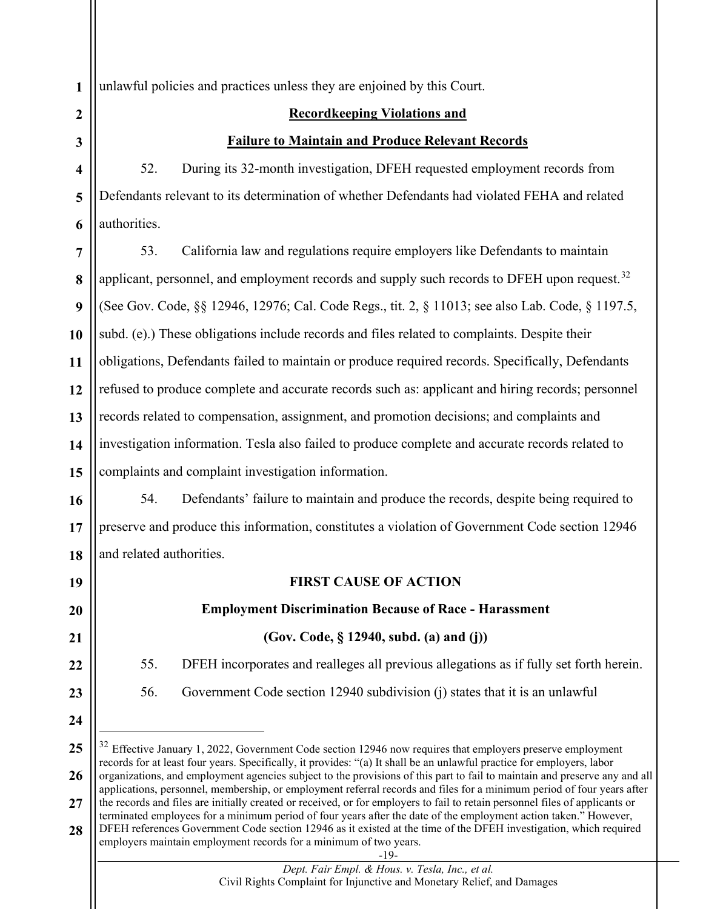unlawful policies and practices unless they are enjoined by this Court.

**<u>Recordkeeping Violations and</u>**

**<u>Failure to Maintain and Produce Relevant Records</u>**

52. During its 32-month investigation, DFEH requested employment records from Defendants relevant to its determination of whether Defendants had violated FEHA and related authorities.

53. California law and regulations require employers like Defendants to maintain applicant, personnel, and employment records and supply such records to DFEH upon request.[32] (See Gov. Code, §§ 12946, 12976; Cal. Code Regs., tit. 2, § 11013; see also Lab. Code, § 1197.5, subd. (e).) These obligations include records and files related to complaints. Despite their obligations, Defendants failed to maintain or produce required records. Specifically, Defendants refused to produce complete and accurate records such as: applicant and hiring records; personnel records related to compensation, assignment, and promotion decisions; and complaints and investigation information. Tesla also failed to produce complete and accurate records related to complaints and complaint investigation information.

54. Defendants' failure to maintain and produce the records, despite being required to preserve and produce this information, constitutes a violation of Government Code section 12946 and related authorities.

**FIRST CAUSE OF ACTION**

**Employment Discrimination Because of Race - Harassment**

**(Gov. Code, § 12940, subd. (a) and (j))**

55. DFEH incorporates and realleges all previous allegations as if fully set forth herein.

56. Government Code section 12940 subdivision (j) states that it is an unlawful

---

[32] Effective January 1, 2022, Government Code section 12946 now requires that employers preserve employment records for at least four years. Specifically, it provides: "(a) It shall be an unlawful practice for employers, labor organizations, and employment agencies subject to the provisions of this part to fail to maintain and preserve any and all applications, personnel, membership, or employment referral records and files for a minimum period of four years after the records and files are initially created or received, or for employers to fail to retain personnel files of applicants or terminated employees for a minimum period of four years after the date of the employment action taken." However, DFEH references Government Code section 12946 as it existed at the time of the DFEH investigation, which required employers maintain employment records for a minimum of two years.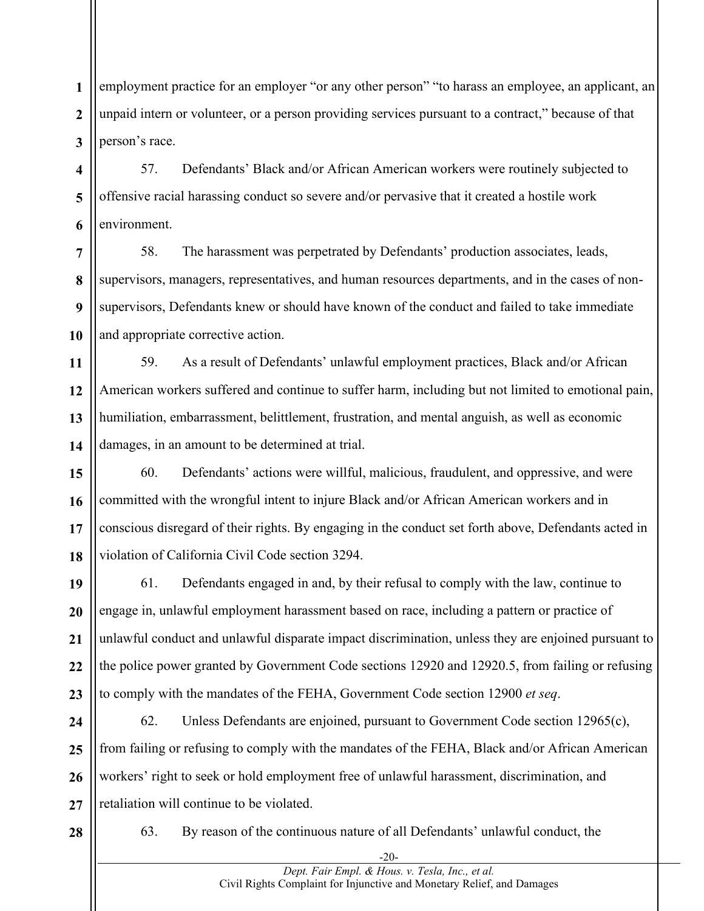employment practice for an employer "or any other person" "to harass an employee, an applicant, an unpaid intern or volunteer, or a person providing services pursuant to a contract," because of that person's race.

57. Defendants' Black and/or African American workers were routinely subjected to offensive racial harassing conduct so severe and/or pervasive that it created a hostile work environment.

58. The harassment was perpetrated by Defendants' production associates, leads, supervisors, managers, representatives, and human resources departments, and in the cases of non-supervisors, Defendants knew or should have known of the conduct and failed to take immediate and appropriate corrective action.

59. As a result of Defendants' unlawful employment practices, Black and/or African American workers suffered and continue to suffer harm, including but not limited to emotional pain, humiliation, embarrassment, belittlement, frustration, and mental anguish, as well as economic damages, in an amount to be determined at trial.

60. Defendants' actions were willful, malicious, fraudulent, and oppressive, and were committed with the wrongful intent to injure Black and/or African American workers and in conscious disregard of their rights. By engaging in the conduct set forth above, Defendants acted in violation of California Civil Code section 3294.

61. Defendants engaged in and, by their refusal to comply with the law, continue to engage in, unlawful employment harassment based on race, including a pattern or practice of unlawful conduct and unlawful disparate impact discrimination, unless they are enjoined pursuant to the police power granted by Government Code sections 12920 and 12920.5, from failing or refusing to comply with the mandates of the FEHA, Government Code section 12900 *et seq*.

62. Unless Defendants are enjoined, pursuant to Government Code section 12965(c), from failing or refusing to comply with the mandates of the FEHA, Black and/or African American workers' right to seek or hold employment free of unlawful harassment, discrimination, and retaliation will continue to be violated.

63. By reason of the continuous nature of all Defendants' unlawful conduct, the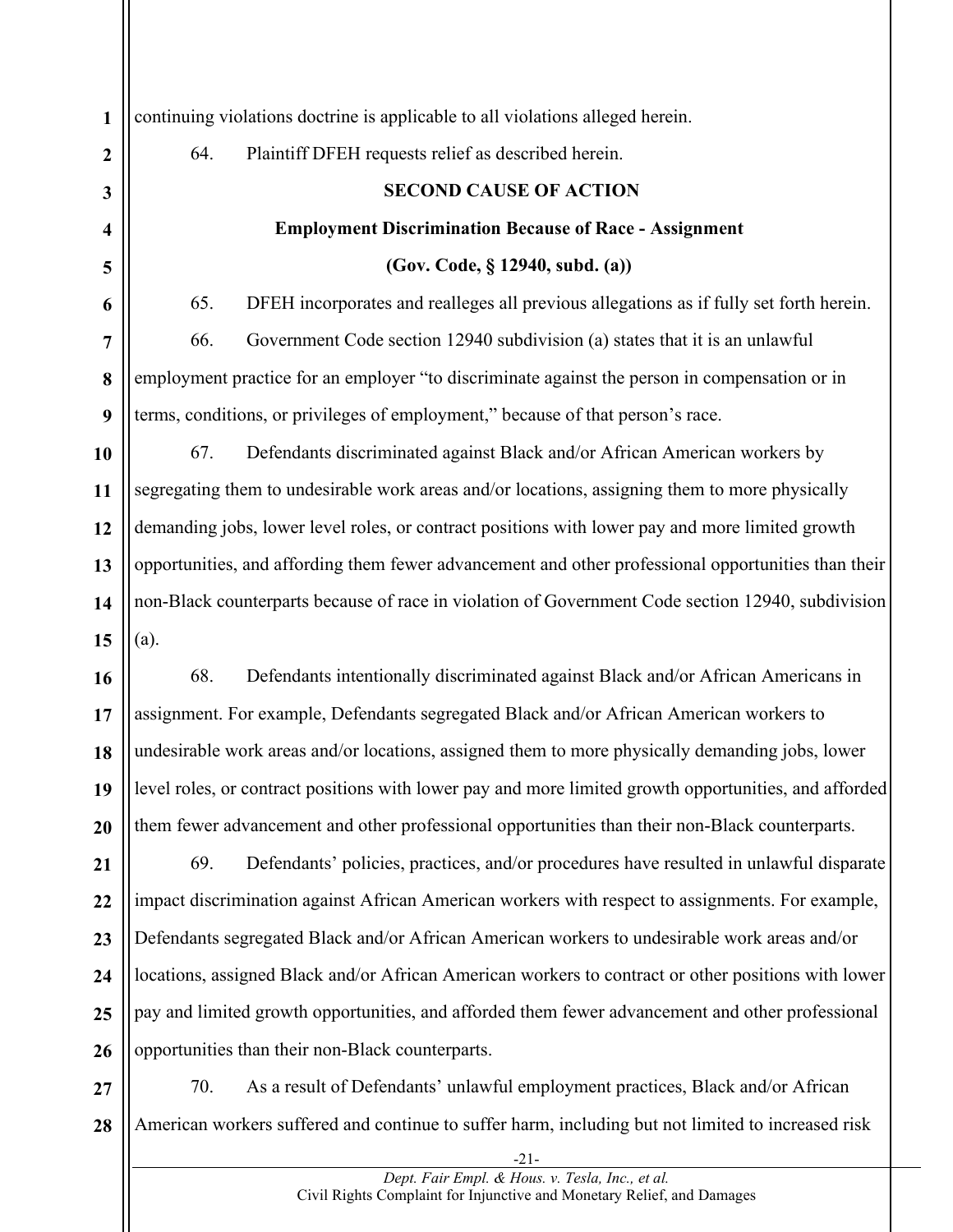continuing violations doctrine is applicable to all violations alleged herein.

64. Plaintiff DFEH requests relief as described herein.

**SECOND CAUSE OF ACTION**

**Employment Discrimination Because of Race - Assignment**

**(Gov. Code, § 12940, subd. (a))**

65. DFEH incorporates and realleges all previous allegations as if fully set forth herein.

66. Government Code section 12940 subdivision (a) states that it is an unlawful employment practice for an employer "to discriminate against the person in compensation or in terms, conditions, or privileges of employment," because of that person's race.

67. Defendants discriminated against Black and/or African American workers by segregating them to undesirable work areas and/or locations, assigning them to more physically demanding jobs, lower level roles, or contract positions with lower pay and more limited growth opportunities, and affording them fewer advancement and other professional opportunities than their non-Black counterparts because of race in violation of Government Code section 12940, subdivision (a).

68. Defendants intentionally discriminated against Black and/or African Americans in assignment. For example, Defendants segregated Black and/or African American workers to undesirable work areas and/or locations, assigned them to more physically demanding jobs, lower level roles, or contract positions with lower pay and more limited growth opportunities, and afforded them fewer advancement and other professional opportunities than their non-Black counterparts.

69. Defendants' policies, practices, and/or procedures have resulted in unlawful disparate impact discrimination against African American workers with respect to assignments. For example, Defendants segregated Black and/or African American workers to undesirable work areas and/or locations, assigned Black and/or African American workers to contract or other positions with lower pay and limited growth opportunities, and afforded them fewer advancement and other professional opportunities than their non-Black counterparts.

70. As a result of Defendants' unlawful employment practices, Black and/or African American workers suffered and continue to suffer harm, including but not limited to increased risk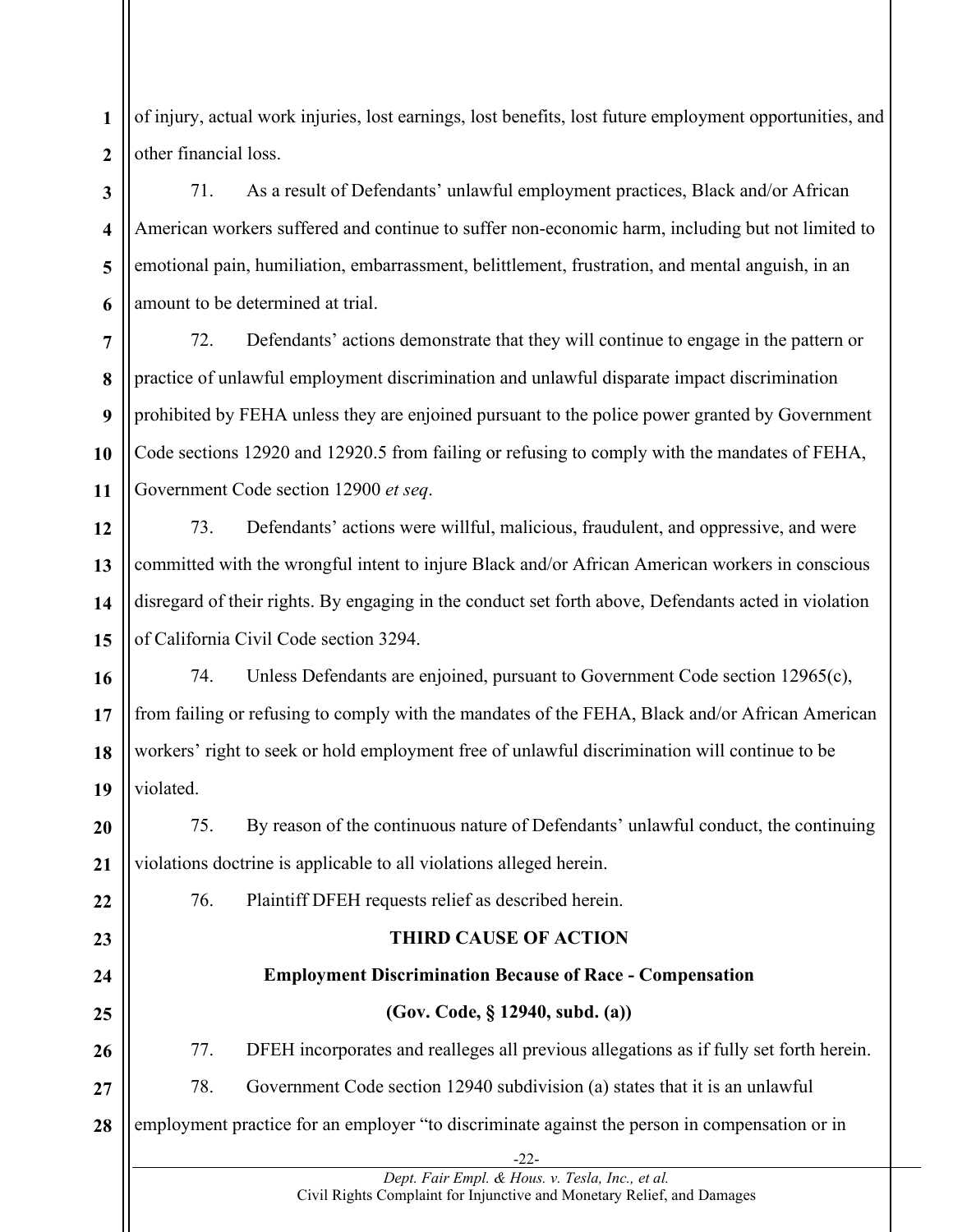of injury, actual work injuries, lost earnings, lost benefits, lost future employment opportunities, and other financial loss.

71. As a result of Defendants' unlawful employment practices, Black and/or African American workers suffered and continue to suffer non-economic harm, including but not limited to emotional pain, humiliation, embarrassment, belittlement, frustration, and mental anguish, in an amount to be determined at trial.

72. Defendants' actions demonstrate that they will continue to engage in the pattern or practice of unlawful employment discrimination and unlawful disparate impact discrimination prohibited by FEHA unless they are enjoined pursuant to the police power granted by Government Code sections 12920 and 12920.5 from failing or refusing to comply with the mandates of FEHA, Government Code section 12900 *et seq*.

73. Defendants' actions were willful, malicious, fraudulent, and oppressive, and were committed with the wrongful intent to injure Black and/or African American workers in conscious disregard of their rights. By engaging in the conduct set forth above, Defendants acted in violation of California Civil Code section 3294.

74. Unless Defendants are enjoined, pursuant to Government Code section 12965(c), from failing or refusing to comply with the mandates of the FEHA, Black and/or African American workers' right to seek or hold employment free of unlawful discrimination will continue to be violated.

75. By reason of the continuous nature of Defendants' unlawful conduct, the continuing violations doctrine is applicable to all violations alleged herein.

76. Plaintiff DFEH requests relief as described herein.

**THIRD CAUSE OF ACTION**

**Employment Discrimination Because of Race - Compensation**

**(Gov. Code, § 12940, subd. (a))**

77. DFEH incorporates and realleges all previous allegations as if fully set forth herein.

78. Government Code section 12940 subdivision (a) states that it is an unlawful employment practice for an employer "to discriminate against the person in compensation or in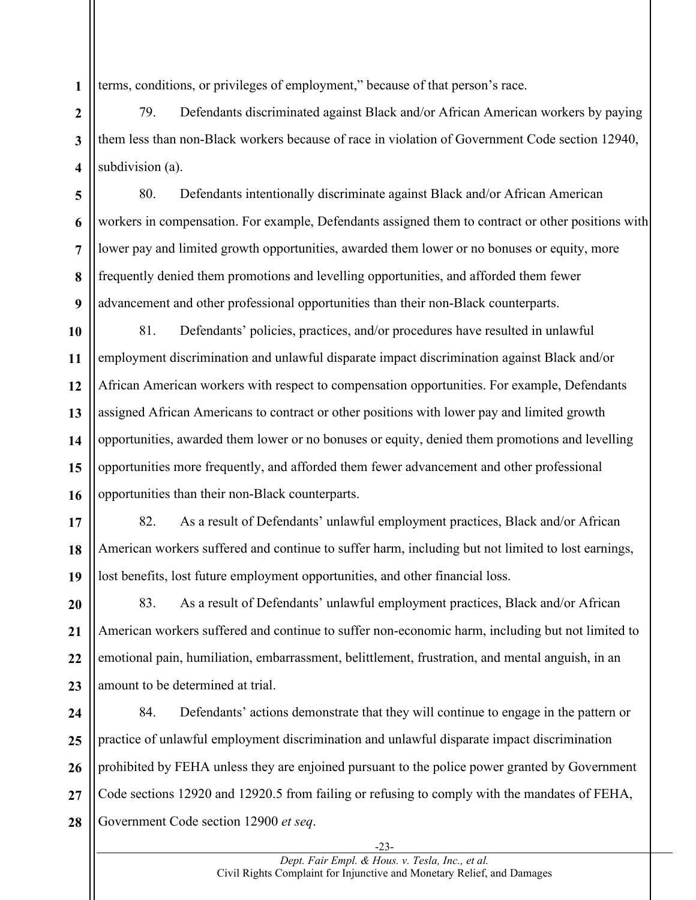terms, conditions, or privileges of employment," because of that person's race.

79. Defendants discriminated against Black and/or African American workers by paying them less than non-Black workers because of race in violation of Government Code section 12940, subdivision (a).

80. Defendants intentionally discriminate against Black and/or African American workers in compensation. For example, Defendants assigned them to contract or other positions with lower pay and limited growth opportunities, awarded them lower or no bonuses or equity, more frequently denied them promotions and levelling opportunities, and afforded them fewer advancement and other professional opportunities than their non-Black counterparts.

81. Defendants' policies, practices, and/or procedures have resulted in unlawful employment discrimination and unlawful disparate impact discrimination against Black and/or African American workers with respect to compensation opportunities. For example, Defendants assigned African Americans to contract or other positions with lower pay and limited growth opportunities, awarded them lower or no bonuses or equity, denied them promotions and levelling opportunities more frequently, and afforded them fewer advancement and other professional opportunities than their non-Black counterparts.

82. As a result of Defendants' unlawful employment practices, Black and/or African American workers suffered and continue to suffer harm, including but not limited to lost earnings, lost benefits, lost future employment opportunities, and other financial loss.

83. As a result of Defendants' unlawful employment practices, Black and/or African American workers suffered and continue to suffer non-economic harm, including but not limited to emotional pain, humiliation, embarrassment, belittlement, frustration, and mental anguish, in an amount to be determined at trial.

84. Defendants' actions demonstrate that they will continue to engage in the pattern or practice of unlawful employment discrimination and unlawful disparate impact discrimination prohibited by FEHA unless they are enjoined pursuant to the police power granted by Government Code sections 12920 and 12920.5 from failing or refusing to comply with the mandates of FEHA, Government Code section 12900 *et seq*.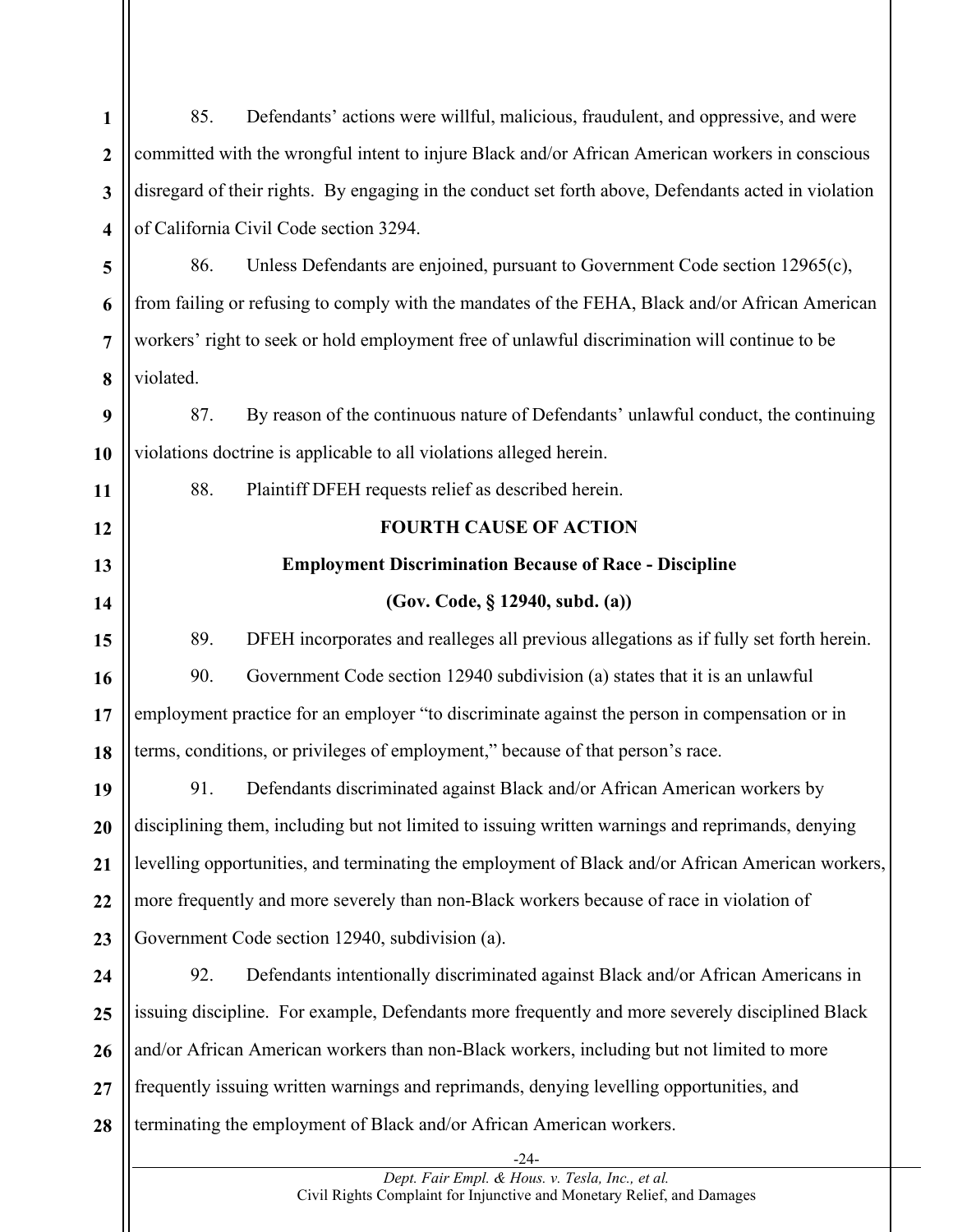85. Defendants' actions were willful, malicious, fraudulent, and oppressive, and were committed with the wrongful intent to injure Black and/or African American workers in conscious disregard of their rights. By engaging in the conduct set forth above, Defendants acted in violation of California Civil Code section 3294.

86. Unless Defendants are enjoined, pursuant to Government Code section 12965(c), from failing or refusing to comply with the mandates of the FEHA, Black and/or African American workers' right to seek or hold employment free of unlawful discrimination will continue to be violated.

87. By reason of the continuous nature of Defendants' unlawful conduct, the continuing violations doctrine is applicable to all violations alleged herein.

88. Plaintiff DFEH requests relief as described herein.

**FOURTH CAUSE OF ACTION**

**Employment Discrimination Because of Race - Discipline**

**(Gov. Code, § 12940, subd. (a))**

89. DFEH incorporates and realleges all previous allegations as if fully set forth herein.

90. Government Code section 12940 subdivision (a) states that it is an unlawful employment practice for an employer "to discriminate against the person in compensation or in terms, conditions, or privileges of employment," because of that person's race.

91. Defendants discriminated against Black and/or African American workers by disciplining them, including but not limited to issuing written warnings and reprimands, denying levelling opportunities, and terminating the employment of Black and/or African American workers, more frequently and more severely than non-Black workers because of race in violation of Government Code section 12940, subdivision (a).

92. Defendants intentionally discriminated against Black and/or African Americans in issuing discipline. For example, Defendants more frequently and more severely disciplined Black and/or African American workers than non-Black workers, including but not limited to more frequently issuing written warnings and reprimands, denying levelling opportunities, and terminating the employment of Black and/or African American workers.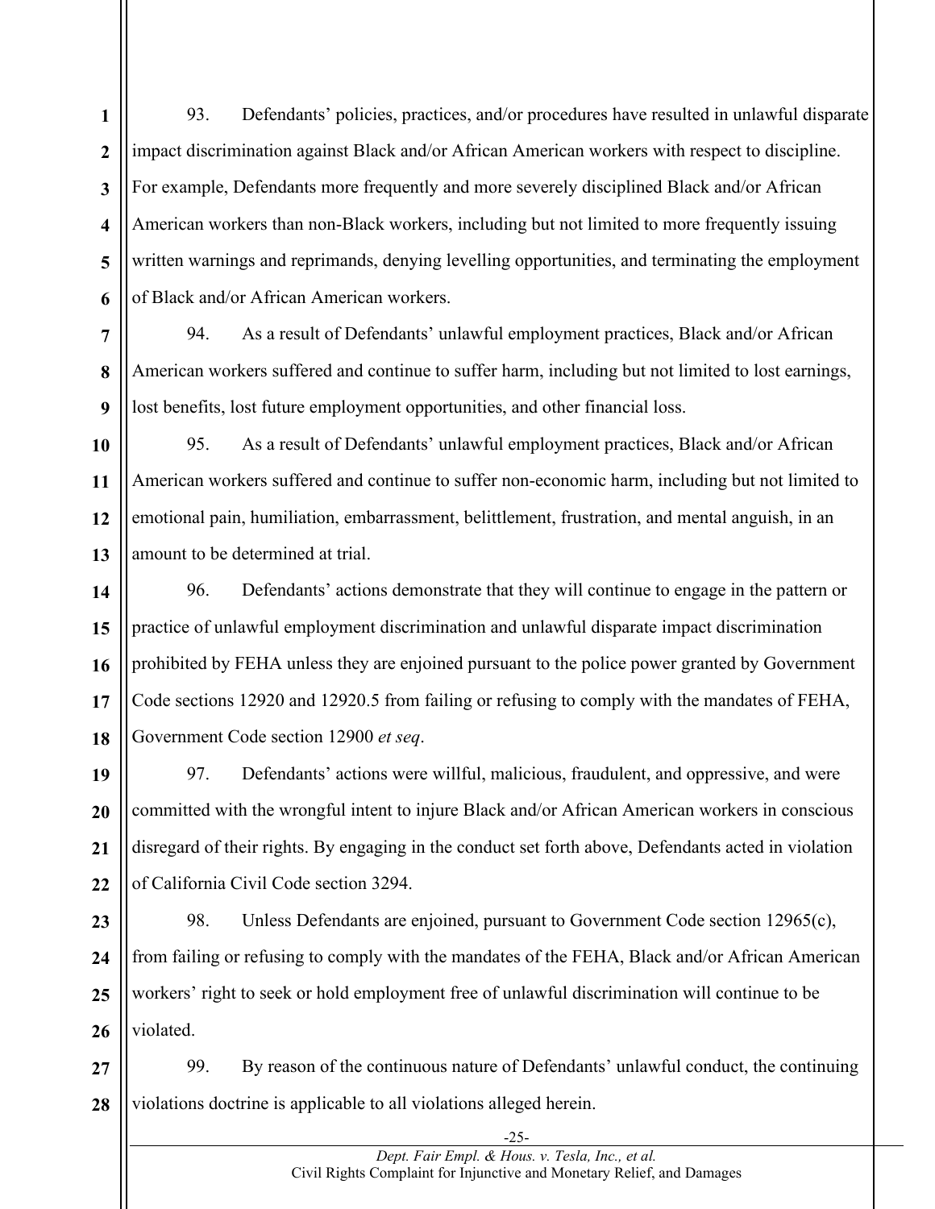93. Defendants' policies, practices, and/or procedures have resulted in unlawful disparate impact discrimination against Black and/or African American workers with respect to discipline. For example, Defendants more frequently and more severely disciplined Black and/or African American workers than non-Black workers, including but not limited to more frequently issuing written warnings and reprimands, denying levelling opportunities, and terminating the employment of Black and/or African American workers.

94. As a result of Defendants' unlawful employment practices, Black and/or African American workers suffered and continue to suffer harm, including but not limited to lost earnings, lost benefits, lost future employment opportunities, and other financial loss.

95. As a result of Defendants' unlawful employment practices, Black and/or African American workers suffered and continue to suffer non-economic harm, including but not limited to emotional pain, humiliation, embarrassment, belittlement, frustration, and mental anguish, in an amount to be determined at trial.

96. Defendants' actions demonstrate that they will continue to engage in the pattern or practice of unlawful employment discrimination and unlawful disparate impact discrimination prohibited by FEHA unless they are enjoined pursuant to the police power granted by Government Code sections 12920 and 12920.5 from failing or refusing to comply with the mandates of FEHA, Government Code section 12900 *et seq*.

97. Defendants' actions were willful, malicious, fraudulent, and oppressive, and were committed with the wrongful intent to injure Black and/or African American workers in conscious disregard of their rights. By engaging in the conduct set forth above, Defendants acted in violation of California Civil Code section 3294.

98. Unless Defendants are enjoined, pursuant to Government Code section 12965(c), from failing or refusing to comply with the mandates of the FEHA, Black and/or African American workers' right to seek or hold employment free of unlawful discrimination will continue to be violated.

99. By reason of the continuous nature of Defendants' unlawful conduct, the continuing violations doctrine is applicable to all violations alleged herein.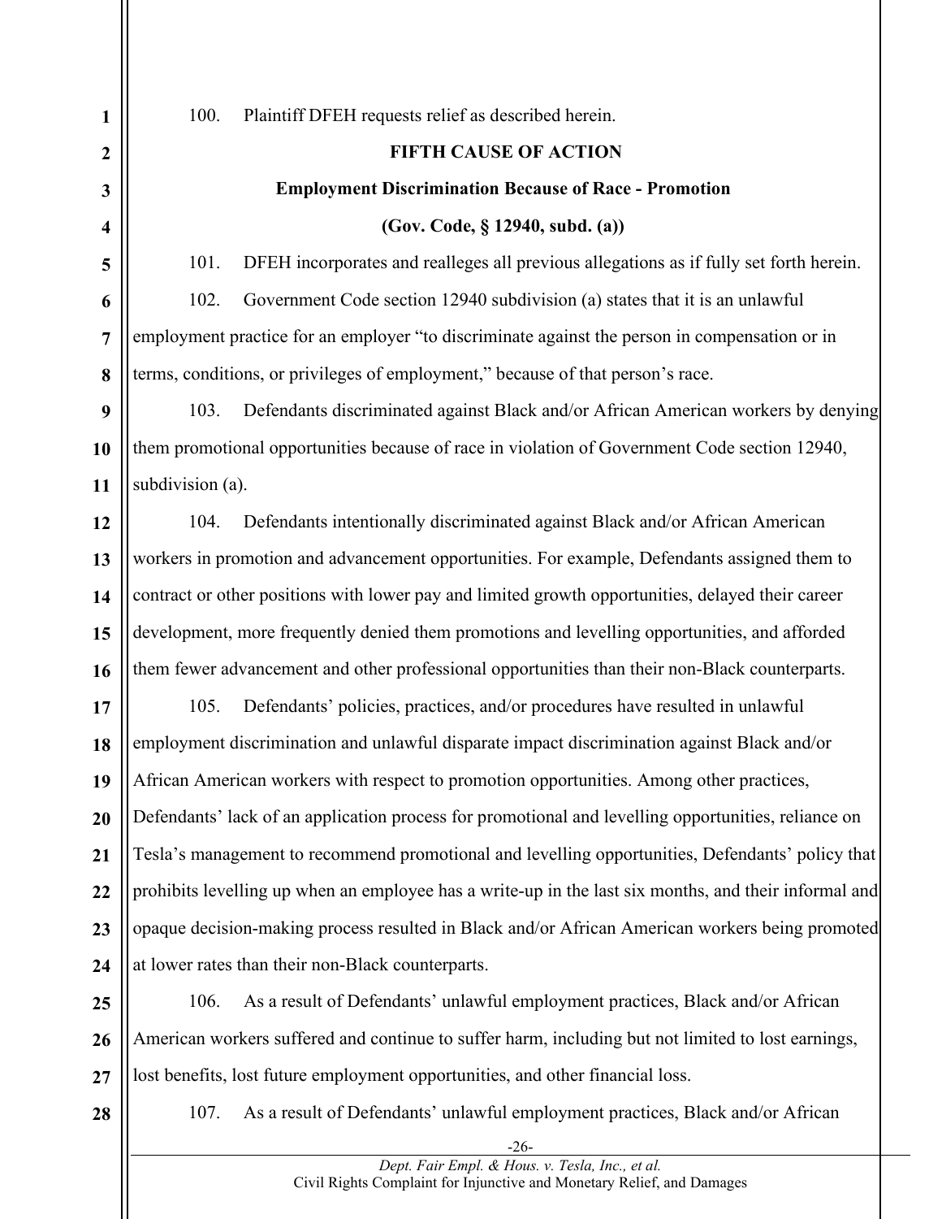100. Plaintiff DFEH requests relief as described herein.

**FIFTH CAUSE OF ACTION**

**Employment Discrimination Because of Race - Promotion**

**(Gov. Code, § 12940, subd. (a))**

101. DFEH incorporates and realleges all previous allegations as if fully set forth herein.

102. Government Code section 12940 subdivision (a) states that it is an unlawful employment practice for an employer "to discriminate against the person in compensation or in terms, conditions, or privileges of employment," because of that person's race.

103. Defendants discriminated against Black and/or African American workers by denying them promotional opportunities because of race in violation of Government Code section 12940, subdivision (a).

104. Defendants intentionally discriminated against Black and/or African American workers in promotion and advancement opportunities. For example, Defendants assigned them to contract or other positions with lower pay and limited growth opportunities, delayed their career development, more frequently denied them promotions and levelling opportunities, and afforded them fewer advancement and other professional opportunities than their non-Black counterparts.

105. Defendants' policies, practices, and/or procedures have resulted in unlawful employment discrimination and unlawful disparate impact discrimination against Black and/or African American workers with respect to promotion opportunities. Among other practices, Defendants' lack of an application process for promotional and levelling opportunities, reliance on Tesla's management to recommend promotional and levelling opportunities, Defendants' policy that prohibits levelling up when an employee has a write-up in the last six months, and their informal and opaque decision-making process resulted in Black and/or African American workers being promoted at lower rates than their non-Black counterparts.

106. As a result of Defendants' unlawful employment practices, Black and/or African American workers suffered and continue to suffer harm, including but not limited to lost earnings, lost benefits, lost future employment opportunities, and other financial loss.

107. As a result of Defendants' unlawful employment practices, Black and/or African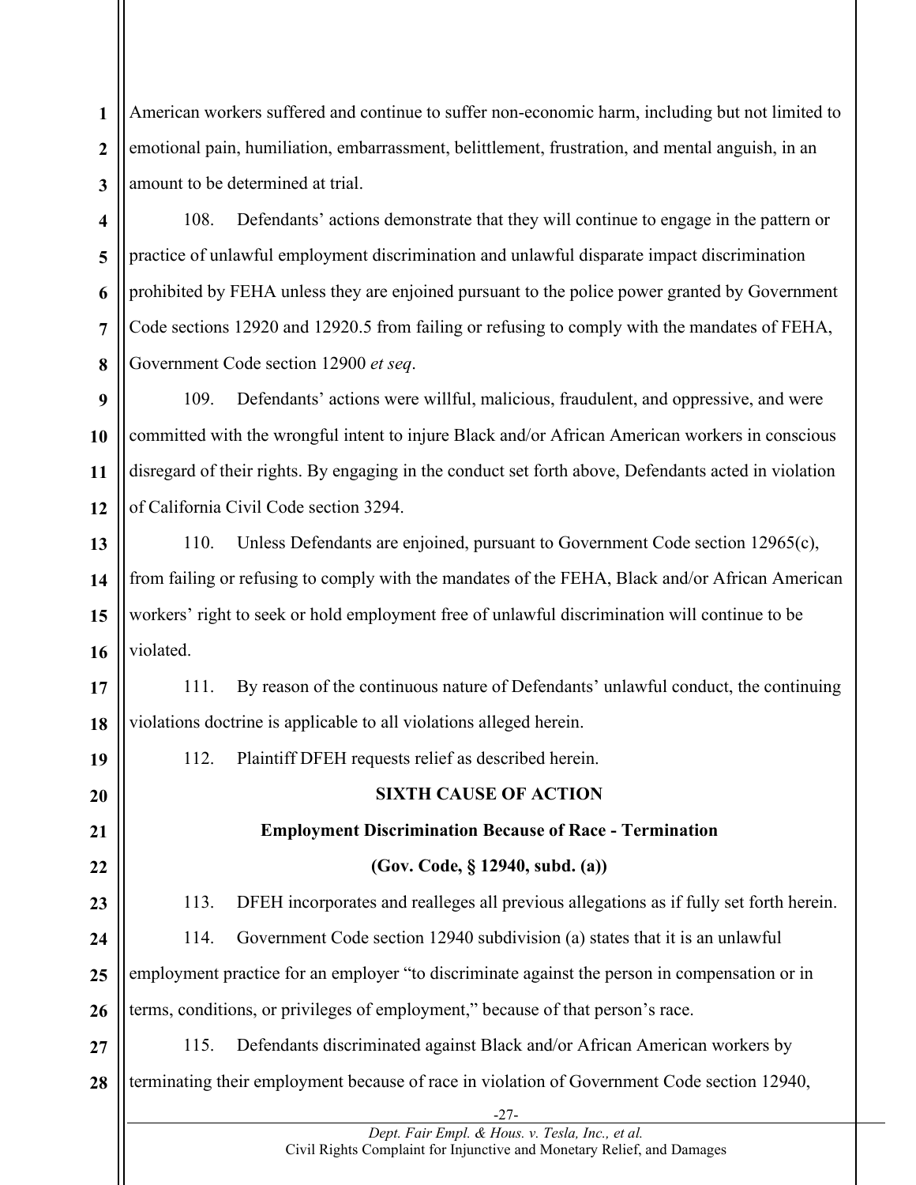American workers suffered and continue to suffer non-economic harm, including but not limited to emotional pain, humiliation, embarrassment, belittlement, frustration, and mental anguish, in an amount to be determined at trial.

108. Defendants' actions demonstrate that they will continue to engage in the pattern or practice of unlawful employment discrimination and unlawful disparate impact discrimination prohibited by FEHA unless they are enjoined pursuant to the police power granted by Government Code sections 12920 and 12920.5 from failing or refusing to comply with the mandates of FEHA, Government Code section 12900 *et seq*.

109. Defendants' actions were willful, malicious, fraudulent, and oppressive, and were committed with the wrongful intent to injure Black and/or African American workers in conscious disregard of their rights. By engaging in the conduct set forth above, Defendants acted in violation of California Civil Code section 3294.

110. Unless Defendants are enjoined, pursuant to Government Code section 12965(c), from failing or refusing to comply with the mandates of the FEHA, Black and/or African American workers' right to seek or hold employment free of unlawful discrimination will continue to be violated.

111. By reason of the continuous nature of Defendants' unlawful conduct, the continuing violations doctrine is applicable to all violations alleged herein.

112. Plaintiff DFEH requests relief as described herein.

**SIXTH CAUSE OF ACTION**

**Employment Discrimination Because of Race - Termination**

**(Gov. Code, § 12940, subd. (a))**

113. DFEH incorporates and realleges all previous allegations as if fully set forth herein.

114. Government Code section 12940 subdivision (a) states that it is an unlawful employment practice for an employer "to discriminate against the person in compensation or in terms, conditions, or privileges of employment," because of that person's race.

115. Defendants discriminated against Black and/or African American workers by terminating their employment because of race in violation of Government Code section 12940,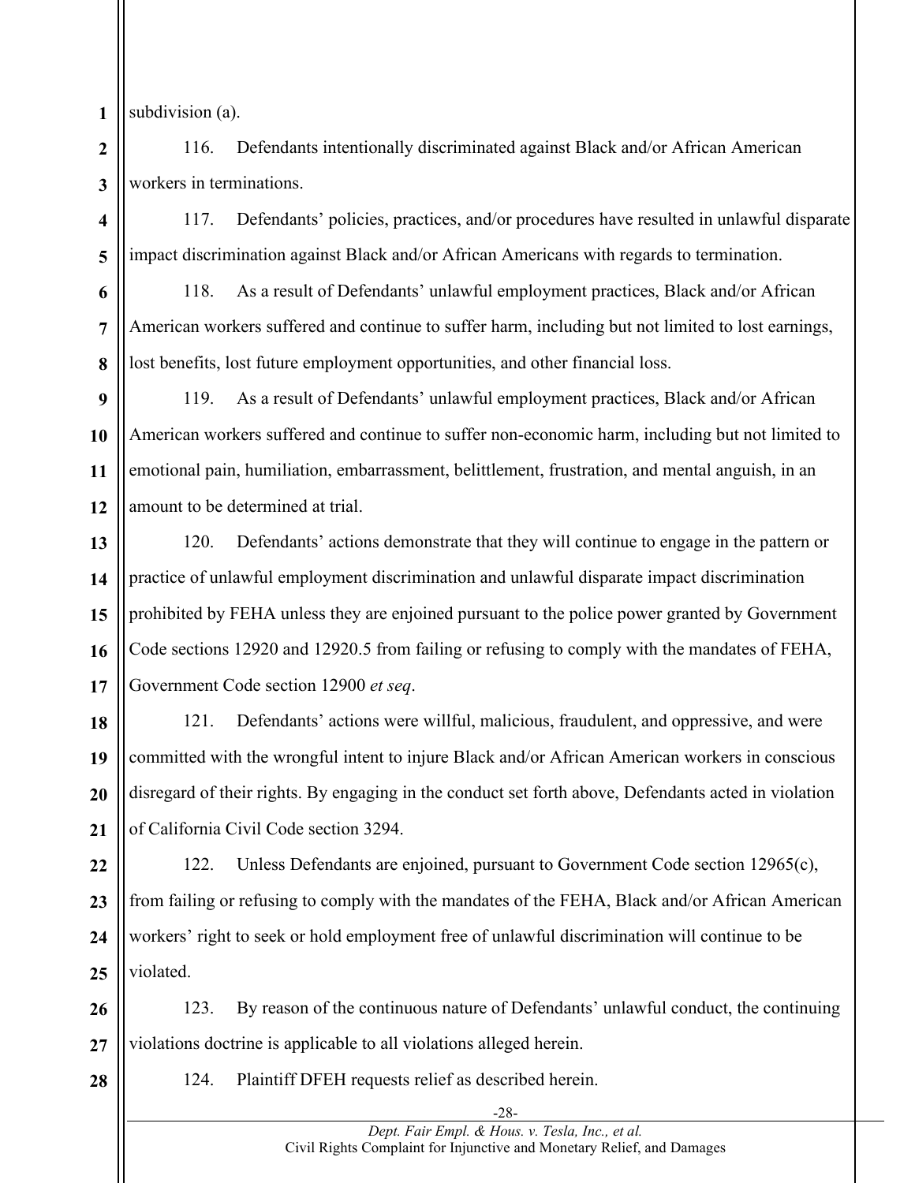subdivision (a).

116. Defendants intentionally discriminated against Black and/or African American workers in terminations.

117. Defendants' policies, practices, and/or procedures have resulted in unlawful disparate impact discrimination against Black and/or African Americans with regards to termination.

118. As a result of Defendants' unlawful employment practices, Black and/or African American workers suffered and continue to suffer harm, including but not limited to lost earnings, lost benefits, lost future employment opportunities, and other financial loss.

119. As a result of Defendants' unlawful employment practices, Black and/or African American workers suffered and continue to suffer non-economic harm, including but not limited to emotional pain, humiliation, embarrassment, belittlement, frustration, and mental anguish, in an amount to be determined at trial.

120. Defendants' actions demonstrate that they will continue to engage in the pattern or practice of unlawful employment discrimination and unlawful disparate impact discrimination prohibited by FEHA unless they are enjoined pursuant to the police power granted by Government Code sections 12920 and 12920.5 from failing or refusing to comply with the mandates of FEHA, Government Code section 12900 *et seq*.

121. Defendants' actions were willful, malicious, fraudulent, and oppressive, and were committed with the wrongful intent to injure Black and/or African American workers in conscious disregard of their rights. By engaging in the conduct set forth above, Defendants acted in violation of California Civil Code section 3294.

122. Unless Defendants are enjoined, pursuant to Government Code section 12965(c), from failing or refusing to comply with the mandates of the FEHA, Black and/or African American workers' right to seek or hold employment free of unlawful discrimination will continue to be violated.

123. By reason of the continuous nature of Defendants' unlawful conduct, the continuing violations doctrine is applicable to all violations alleged herein.

124. Plaintiff DFEH requests relief as described herein.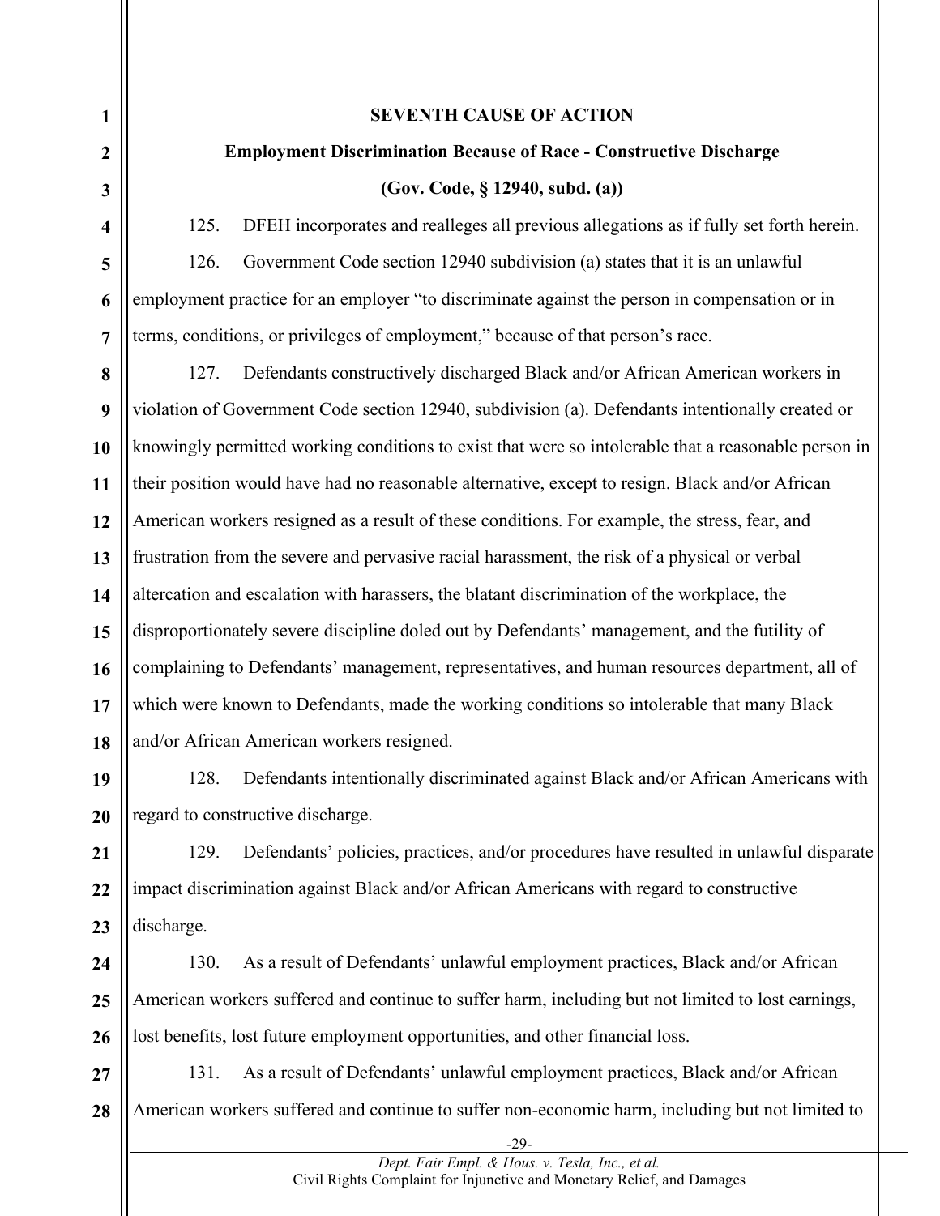**SEVENTH CAUSE OF ACTION**

**Employment Discrimination Because of Race - Constructive Discharge**

**(Gov. Code, § 12940, subd. (a))**

125. DFEH incorporates and realleges all previous allegations as if fully set forth herein.

126. Government Code section 12940 subdivision (a) states that it is an unlawful employment practice for an employer "to discriminate against the person in compensation or in terms, conditions, or privileges of employment," because of that person's race.

127. Defendants constructively discharged Black and/or African American workers in violation of Government Code section 12940, subdivision (a). Defendants intentionally created or knowingly permitted working conditions to exist that were so intolerable that a reasonable person in their position would have had no reasonable alternative, except to resign. Black and/or African American workers resigned as a result of these conditions. For example, the stress, fear, and frustration from the severe and pervasive racial harassment, the risk of a physical or verbal altercation and escalation with harassers, the blatant discrimination of the workplace, the disproportionately severe discipline doled out by Defendants' management, and the futility of complaining to Defendants' management, representatives, and human resources department, all of which were known to Defendants, made the working conditions so intolerable that many Black and/or African American workers resigned.

128. Defendants intentionally discriminated against Black and/or African Americans with regard to constructive discharge.

129. Defendants' policies, practices, and/or procedures have resulted in unlawful disparate impact discrimination against Black and/or African Americans with regard to constructive discharge.

130. As a result of Defendants' unlawful employment practices, Black and/or African American workers suffered and continue to suffer harm, including but not limited to lost earnings, lost benefits, lost future employment opportunities, and other financial loss.

131. As a result of Defendants' unlawful employment practices, Black and/or African American workers suffered and continue to suffer non-economic harm, including but not limited to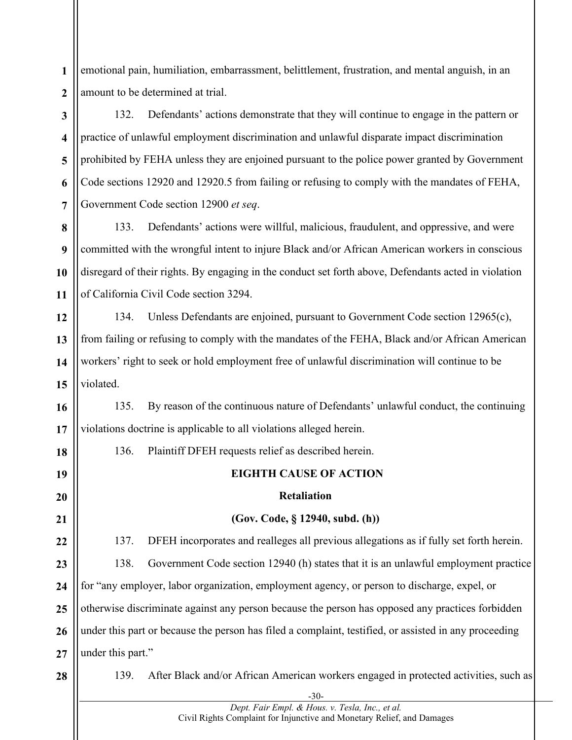emotional pain, humiliation, embarrassment, belittlement, frustration, and mental anguish, in an amount to be determined at trial.

132. Defendants' actions demonstrate that they will continue to engage in the pattern or practice of unlawful employment discrimination and unlawful disparate impact discrimination prohibited by FEHA unless they are enjoined pursuant to the police power granted by Government Code sections 12920 and 12920.5 from failing or refusing to comply with the mandates of FEHA, Government Code section 12900 *et seq*.

133. Defendants' actions were willful, malicious, fraudulent, and oppressive, and were committed with the wrongful intent to injure Black and/or African American workers in conscious disregard of their rights. By engaging in the conduct set forth above, Defendants acted in violation of California Civil Code section 3294.

134. Unless Defendants are enjoined, pursuant to Government Code section 12965(c), from failing or refusing to comply with the mandates of the FEHA, Black and/or African American workers' right to seek or hold employment free of unlawful discrimination will continue to be violated.

135. By reason of the continuous nature of Defendants' unlawful conduct, the continuing violations doctrine is applicable to all violations alleged herein.

136. Plaintiff DFEH requests relief as described herein.

**EIGHTH CAUSE OF ACTION**

**Retaliation**

**(Gov. Code, § 12940, subd. (h))**

137. DFEH incorporates and realleges all previous allegations as if fully set forth herein.

138. Government Code section 12940 (h) states that it is an unlawful employment practice for "any employer, labor organization, employment agency, or person to discharge, expel, or otherwise discriminate against any person because the person has opposed any practices forbidden under this part or because the person has filed a complaint, testified, or assisted in any proceeding under this part."

139. After Black and/or African American workers engaged in protected activities, such as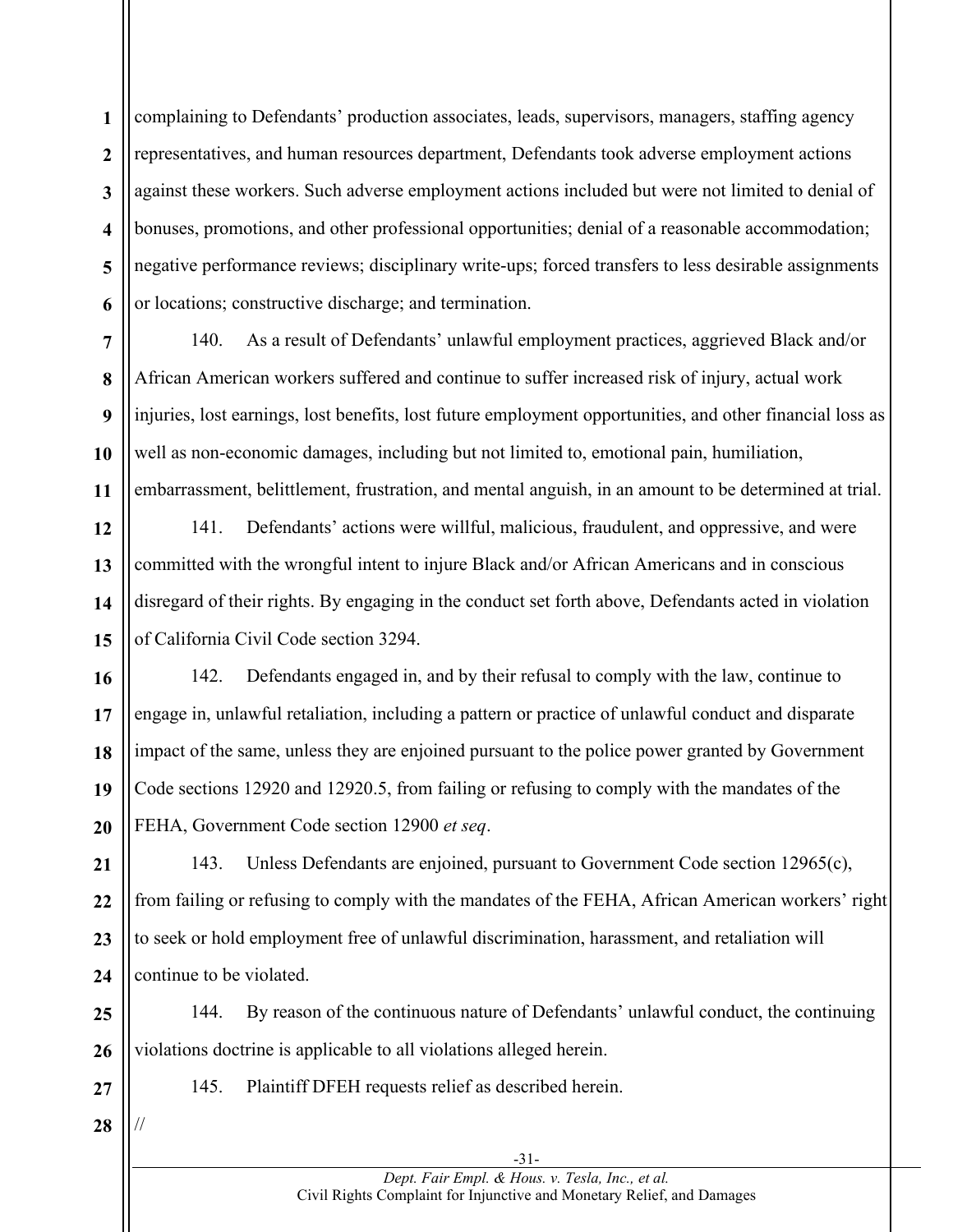complaining to Defendants' production associates, leads, supervisors, managers, staffing agency representatives, and human resources department, Defendants took adverse employment actions against these workers. Such adverse employment actions included but were not limited to denial of bonuses, promotions, and other professional opportunities; denial of a reasonable accommodation; negative performance reviews; disciplinary write-ups; forced transfers to less desirable assignments or locations; constructive discharge; and termination.

140. As a result of Defendants' unlawful employment practices, aggrieved Black and/or African American workers suffered and continue to suffer increased risk of injury, actual work injuries, lost earnings, lost benefits, lost future employment opportunities, and other financial loss as well as non-economic damages, including but not limited to, emotional pain, humiliation, embarrassment, belittlement, frustration, and mental anguish, in an amount to be determined at trial.

141. Defendants' actions were willful, malicious, fraudulent, and oppressive, and were committed with the wrongful intent to injure Black and/or African Americans and in conscious disregard of their rights. By engaging in the conduct set forth above, Defendants acted in violation of California Civil Code section 3294.

142. Defendants engaged in, and by their refusal to comply with the law, continue to engage in, unlawful retaliation, including a pattern or practice of unlawful conduct and disparate impact of the same, unless they are enjoined pursuant to the police power granted by Government Code sections 12920 and 12920.5, from failing or refusing to comply with the mandates of the FEHA, Government Code section 12900 *et seq*.

143. Unless Defendants are enjoined, pursuant to Government Code section 12965(c), from failing or refusing to comply with the mandates of the FEHA, African American workers' right to seek or hold employment free of unlawful discrimination, harassment, and retaliation will continue to be violated.

144. By reason of the continuous nature of Defendants' unlawful conduct, the continuing violations doctrine is applicable to all violations alleged herein.

145. Plaintiff DFEH requests relief as described herein.

//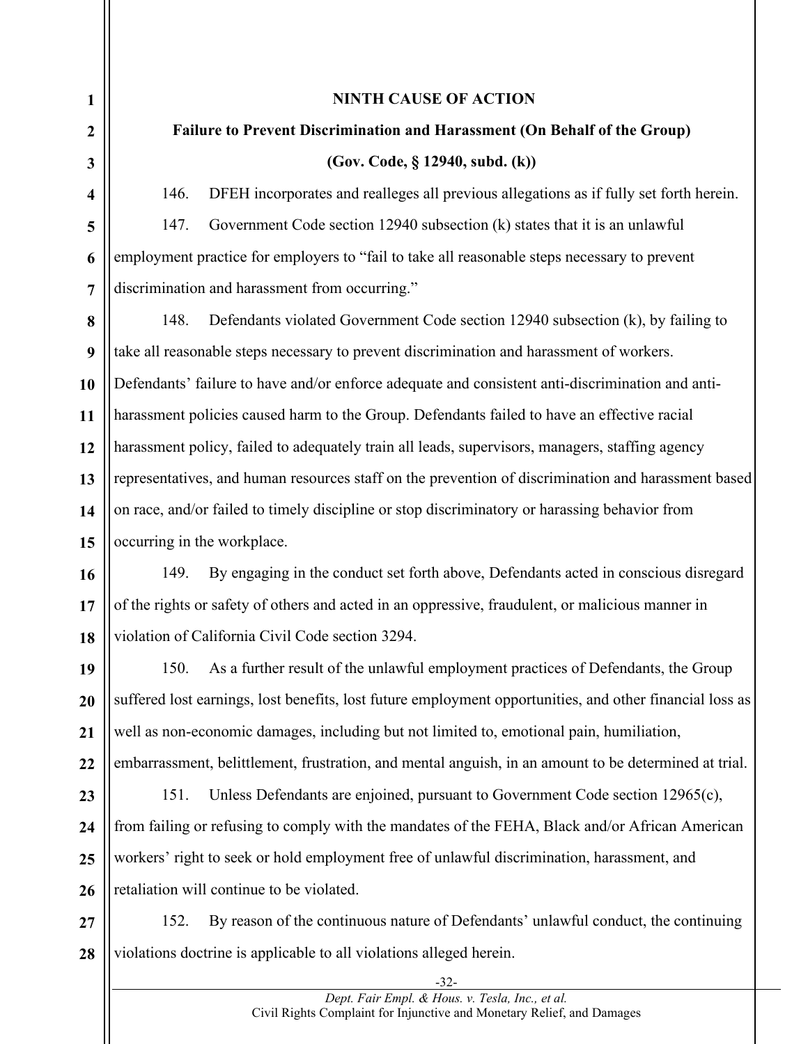**NINTH CAUSE OF ACTION**

**Failure to Prevent Discrimination and Harassment (On Behalf of the Group)**

**(Gov. Code, § 12940, subd. (k))**

146. DFEH incorporates and realleges all previous allegations as if fully set forth herein.

147. Government Code section 12940 subsection (k) states that it is an unlawful employment practice for employers to "fail to take all reasonable steps necessary to prevent discrimination and harassment from occurring."

148. Defendants violated Government Code section 12940 subsection (k), by failing to take all reasonable steps necessary to prevent discrimination and harassment of workers. Defendants' failure to have and/or enforce adequate and consistent anti-discrimination and anti-harassment policies caused harm to the Group. Defendants failed to have an effective racial harassment policy, failed to adequately train all leads, supervisors, managers, staffing agency representatives, and human resources staff on the prevention of discrimination and harassment based on race, and/or failed to timely discipline or stop discriminatory or harassing behavior from occurring in the workplace.

149. By engaging in the conduct set forth above, Defendants acted in conscious disregard of the rights or safety of others and acted in an oppressive, fraudulent, or malicious manner in violation of California Civil Code section 3294.

150. As a further result of the unlawful employment practices of Defendants, the Group suffered lost earnings, lost benefits, lost future employment opportunities, and other financial loss as well as non-economic damages, including but not limited to, emotional pain, humiliation, embarrassment, belittlement, frustration, and mental anguish, in an amount to be determined at trial.

151. Unless Defendants are enjoined, pursuant to Government Code section 12965(c), from failing or refusing to comply with the mandates of the FEHA, Black and/or African American workers' right to seek or hold employment free of unlawful discrimination, harassment, and retaliation will continue to be violated.

152. By reason of the continuous nature of Defendants' unlawful conduct, the continuing violations doctrine is applicable to all violations alleged herein.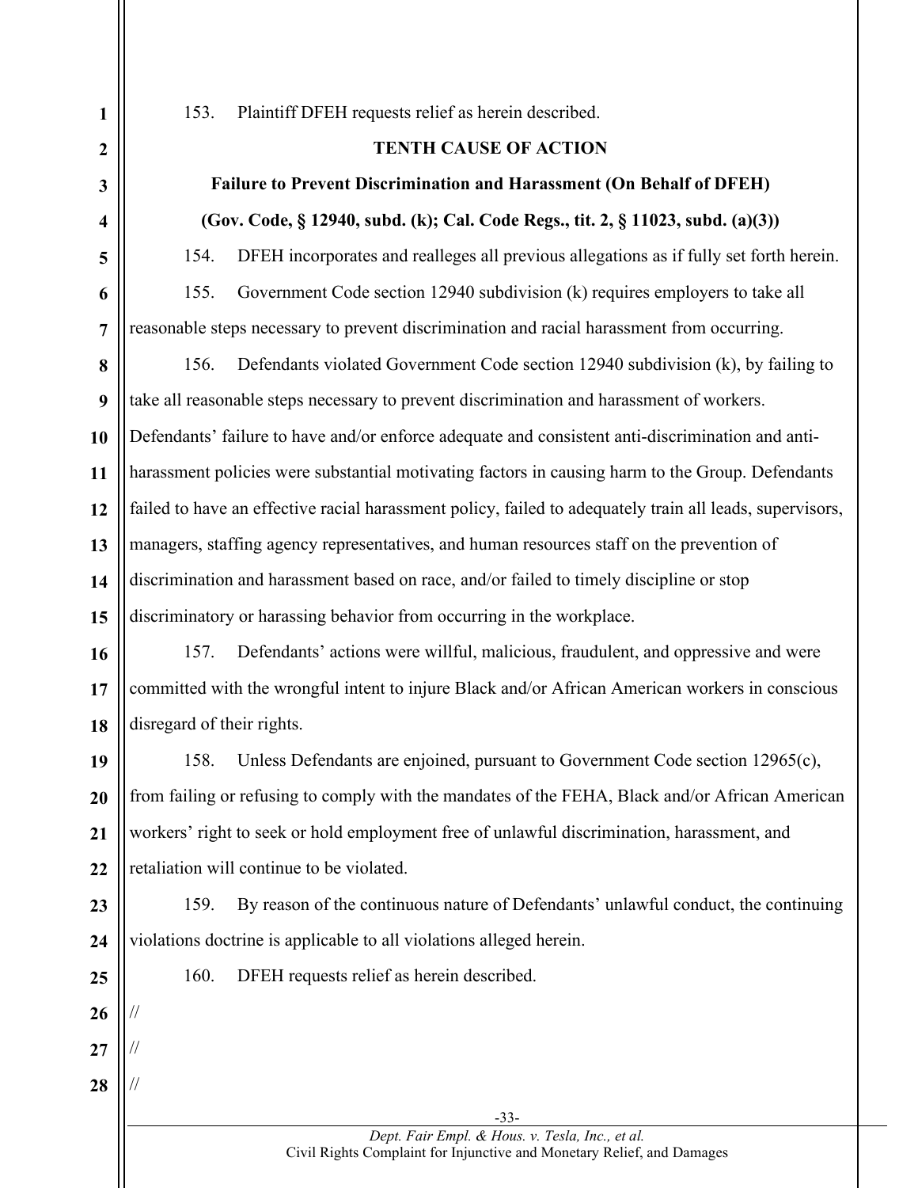153. Plaintiff DFEH requests relief as herein described.

**TENTH CAUSE OF ACTION**

**Failure to Prevent Discrimination and Harassment (On Behalf of DFEH)**

**(Gov. Code, § 12940, subd. (k); Cal. Code Regs., tit. 2, § 11023, subd. (a)(3))**

154. DFEH incorporates and realleges all previous allegations as if fully set forth herein.

155. Government Code section 12940 subdivision (k) requires employers to take all reasonable steps necessary to prevent discrimination and racial harassment from occurring.

156. Defendants violated Government Code section 12940 subdivision (k), by failing to take all reasonable steps necessary to prevent discrimination and harassment of workers. Defendants' failure to have and/or enforce adequate and consistent anti-discrimination and anti-harassment policies were substantial motivating factors in causing harm to the Group. Defendants failed to have an effective racial harassment policy, failed to adequately train all leads, supervisors, managers, staffing agency representatives, and human resources staff on the prevention of discrimination and harassment based on race, and/or failed to timely discipline or stop discriminatory or harassing behavior from occurring in the workplace.

157. Defendants' actions were willful, malicious, fraudulent, and oppressive and were committed with the wrongful intent to injure Black and/or African American workers in conscious disregard of their rights.

158. Unless Defendants are enjoined, pursuant to Government Code section 12965(c), from failing or refusing to comply with the mandates of the FEHA, Black and/or African American workers' right to seek or hold employment free of unlawful discrimination, harassment, and retaliation will continue to be violated.

159. By reason of the continuous nature of Defendants' unlawful conduct, the continuing violations doctrine is applicable to all violations alleged herein.

160. DFEH requests relief as herein described.

//

//

//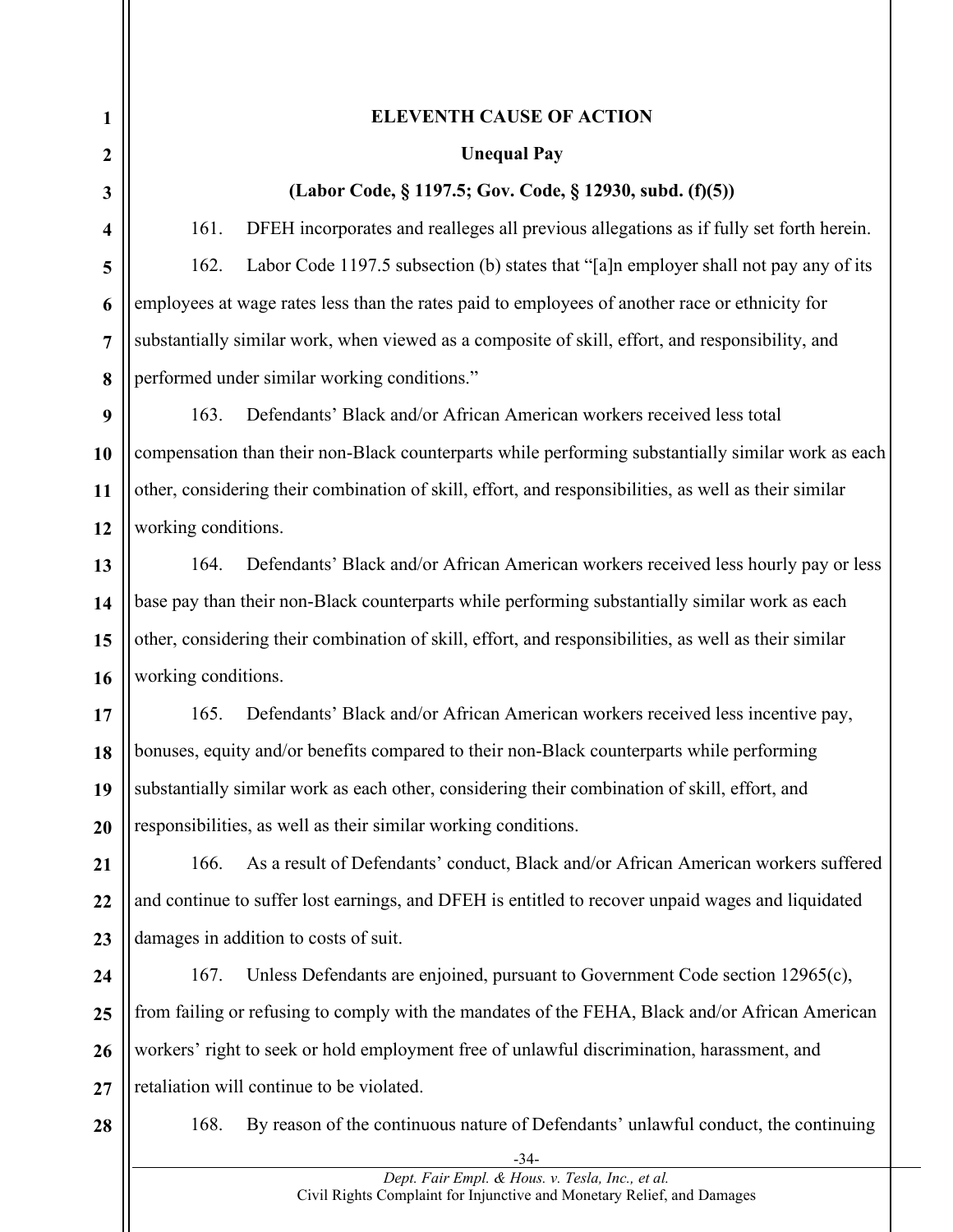**ELEVENTH CAUSE OF ACTION**

**Unequal Pay**

**(Labor Code, § 1197.5; Gov. Code, § 12930, subd. (f)(5))**

161. DFEH incorporates and realleges all previous allegations as if fully set forth herein.

162. Labor Code 1197.5 subsection (b) states that "[a]n employer shall not pay any of its employees at wage rates less than the rates paid to employees of another race or ethnicity for substantially similar work, when viewed as a composite of skill, effort, and responsibility, and performed under similar working conditions."

163. Defendants' Black and/or African American workers received less total compensation than their non-Black counterparts while performing substantially similar work as each other, considering their combination of skill, effort, and responsibilities, as well as their similar working conditions.

164. Defendants' Black and/or African American workers received less hourly pay or less base pay than their non-Black counterparts while performing substantially similar work as each other, considering their combination of skill, effort, and responsibilities, as well as their similar working conditions.

165. Defendants' Black and/or African American workers received less incentive pay, bonuses, equity and/or benefits compared to their non-Black counterparts while performing substantially similar work as each other, considering their combination of skill, effort, and responsibilities, as well as their similar working conditions.

166. As a result of Defendants' conduct, Black and/or African American workers suffered and continue to suffer lost earnings, and DFEH is entitled to recover unpaid wages and liquidated damages in addition to costs of suit.

167. Unless Defendants are enjoined, pursuant to Government Code section 12965(c), from failing or refusing to comply with the mandates of the FEHA, Black and/or African American workers' right to seek or hold employment free of unlawful discrimination, harassment, and retaliation will continue to be violated.

168. By reason of the continuous nature of Defendants' unlawful conduct, the continuing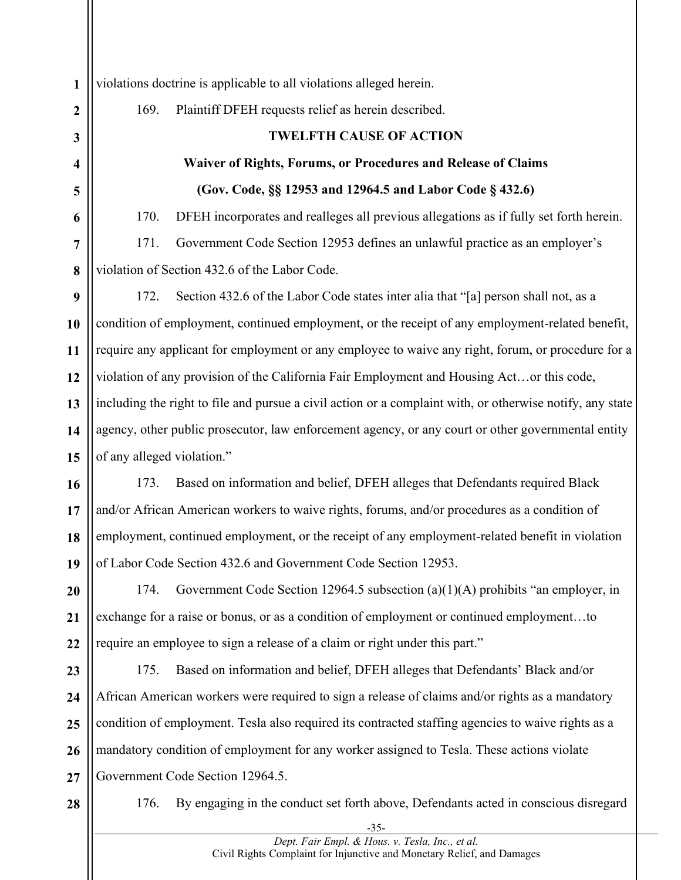violations doctrine is applicable to all violations alleged herein.

169. Plaintiff DFEH requests relief as herein described.

**TWELFTH CAUSE OF ACTION**

**Waiver of Rights, Forums, or Procedures and Release of Claims**

**(Gov. Code, §§ 12953 and 12964.5 and Labor Code § 432.6)**

170. DFEH incorporates and realleges all previous allegations as if fully set forth herein.

171. Government Code Section 12953 defines an unlawful practice as an employer's violation of Section 432.6 of the Labor Code.

172. Section 432.6 of the Labor Code states inter alia that "[a] person shall not, as a condition of employment, continued employment, or the receipt of any employment-related benefit, require any applicant for employment or any employee to waive any right, forum, or procedure for a violation of any provision of the California Fair Employment and Housing Act…or this code, including the right to file and pursue a civil action or a complaint with, or otherwise notify, any state agency, other public prosecutor, law enforcement agency, or any court or other governmental entity of any alleged violation."

173. Based on information and belief, DFEH alleges that Defendants required Black and/or African American workers to waive rights, forums, and/or procedures as a condition of employment, continued employment, or the receipt of any employment-related benefit in violation of Labor Code Section 432.6 and Government Code Section 12953.

174. Government Code Section 12964.5 subsection (a)(1)(A) prohibits "an employer, in exchange for a raise or bonus, or as a condition of employment or continued employment…to require an employee to sign a release of a claim or right under this part."

175. Based on information and belief, DFEH alleges that Defendants' Black and/or African American workers were required to sign a release of claims and/or rights as a mandatory condition of employment. Tesla also required its contracted staffing agencies to waive rights as a mandatory condition of employment for any worker assigned to Tesla. These actions violate Government Code Section 12964.5.

176. By engaging in the conduct set forth above, Defendants acted in conscious disregard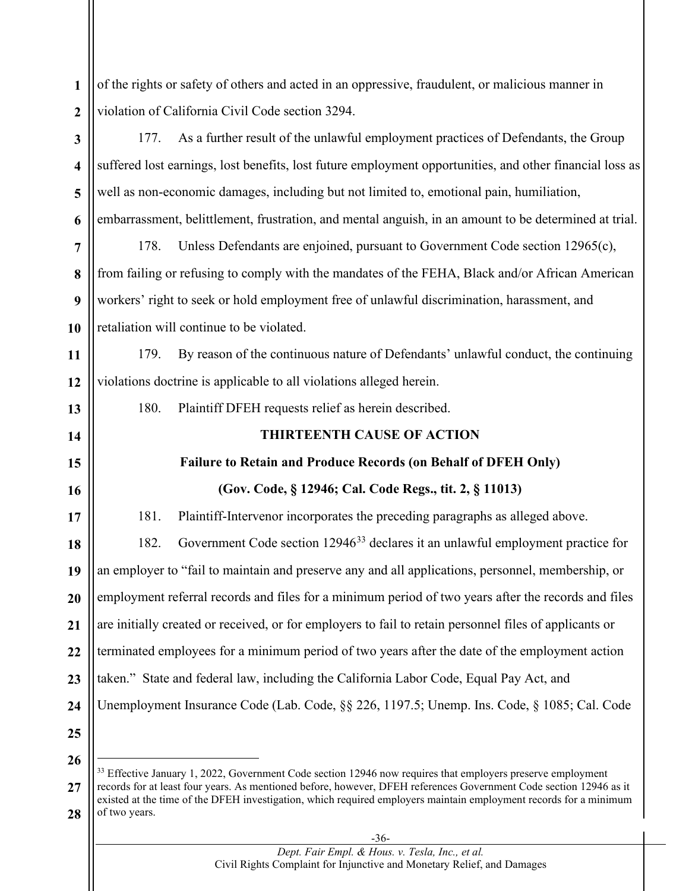of the rights or safety of others and acted in an oppressive, fraudulent, or malicious manner in violation of California Civil Code section 3294.

177. As a further result of the unlawful employment practices of Defendants, the Group suffered lost earnings, lost benefits, lost future employment opportunities, and other financial loss as well as non-economic damages, including but not limited to, emotional pain, humiliation, embarrassment, belittlement, frustration, and mental anguish, in an amount to be determined at trial.

178. Unless Defendants are enjoined, pursuant to Government Code section 12965(c), from failing or refusing to comply with the mandates of the FEHA, Black and/or African American workers' right to seek or hold employment free of unlawful discrimination, harassment, and retaliation will continue to be violated.

179. By reason of the continuous nature of Defendants' unlawful conduct, the continuing violations doctrine is applicable to all violations alleged herein.

180. Plaintiff DFEH requests relief as herein described.

**THIRTEENTH CAUSE OF ACTION**

**Failure to Retain and Produce Records (on Behalf of DFEH Only)**

**(Gov. Code, § 12946; Cal. Code Regs., tit. 2, § 11013)**

181. Plaintiff-Intervenor incorporates the preceding paragraphs as alleged above.

182. Government Code section 12946[33] declares it an unlawful employment practice for an employer to "fail to maintain and preserve any and all applications, personnel, membership, or employment referral records and files for a minimum period of two years after the records and files are initially created or received, or for employers to fail to retain personnel files of applicants or terminated employees for a minimum period of two years after the date of the employment action taken." State and federal law, including the California Labor Code, Equal Pay Act, and Unemployment Insurance Code (Lab. Code, §§ 226, 1197.5; Unemp. Ins. Code, § 1085; Cal. Code

---

[33] Effective January 1, 2022, Government Code section 12946 now requires that employers preserve employment records for at least four years. As mentioned before, however, DFEH references Government Code section 12946 as it existed at the time of the DFEH investigation, which required employers maintain employment records for a minimum of two years.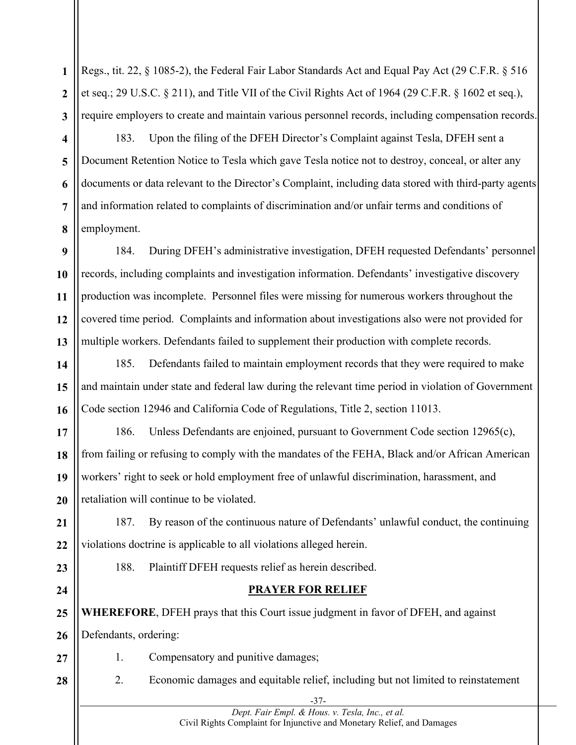Regs., tit. 22, § 1085-2), the Federal Fair Labor Standards Act and Equal Pay Act (29 C.F.R. § 516 et seq.; 29 U.S.C. § 211), and Title VII of the Civil Rights Act of 1964 (29 C.F.R. § 1602 et seq.), require employers to create and maintain various personnel records, including compensation records.

183. Upon the filing of the DFEH Director's Complaint against Tesla, DFEH sent a Document Retention Notice to Tesla which gave Tesla notice not to destroy, conceal, or alter any documents or data relevant to the Director's Complaint, including data stored with third-party agents and information related to complaints of discrimination and/or unfair terms and conditions of employment.

184. During DFEH's administrative investigation, DFEH requested Defendants' personnel records, including complaints and investigation information. Defendants' investigative discovery production was incomplete. Personnel files were missing for numerous workers throughout the covered time period. Complaints and information about investigations also were not provided for multiple workers. Defendants failed to supplement their production with complete records.

185. Defendants failed to maintain employment records that they were required to make and maintain under state and federal law during the relevant time period in violation of Government Code section 12946 and California Code of Regulations, Title 2, section 11013.

186. Unless Defendants are enjoined, pursuant to Government Code section 12965(c), from failing or refusing to comply with the mandates of the FEHA, Black and/or African American workers' right to seek or hold employment free of unlawful discrimination, harassment, and retaliation will continue to be violated.

187. By reason of the continuous nature of Defendants' unlawful conduct, the continuing violations doctrine is applicable to all violations alleged herein.

188. Plaintiff DFEH requests relief as herein described.

## PRAYER FOR RELIEF

**WHEREFORE**, DFEH prays that this Court issue judgment in favor of DFEH, and against Defendants, ordering:

1. Compensatory and punitive damages;

2. Economic damages and equitable relief, including but not limited to reinstatement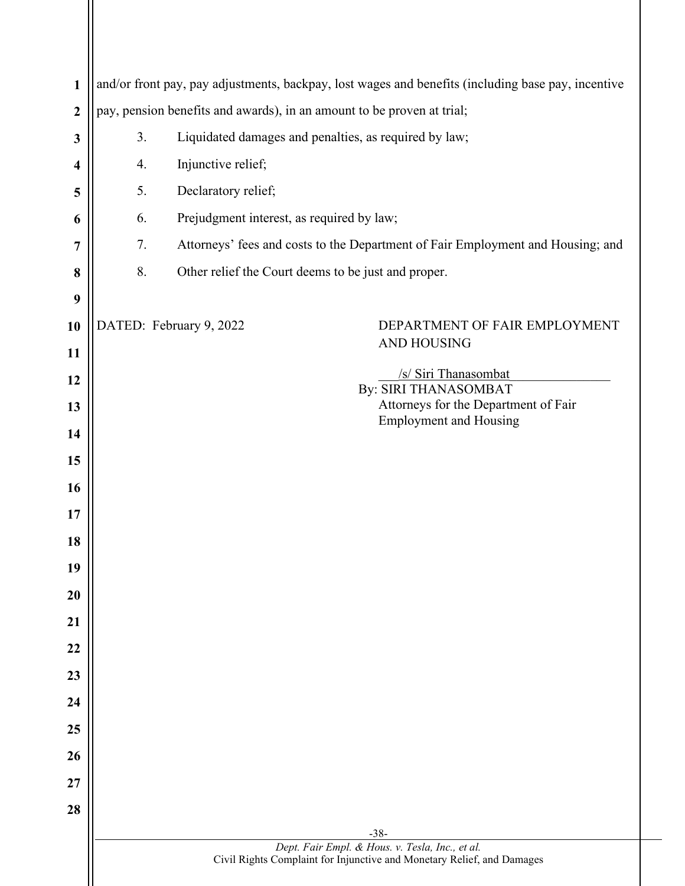and/or front pay, pay adjustments, backpay, lost wages and benefits (including base pay, incentive pay, pension benefits and awards), in an amount to be proven at trial;

3. Liquidated damages and penalties, as required by law;
4. Injunctive relief;
5. Declaratory relief;
6. Prejudgment interest, as required by law;
7. Attorneys' fees and costs to the Department of Fair Employment and Housing; and
8. Other relief the Court deems to be just and proper.

DATED: February 9, 2022

DEPARTMENT OF FAIR EMPLOYMENT AND HOUSING

/s/ Siri Thanasombat
By: SIRI THANASOMBAT
Attorneys for the Department of Fair Employment and Housing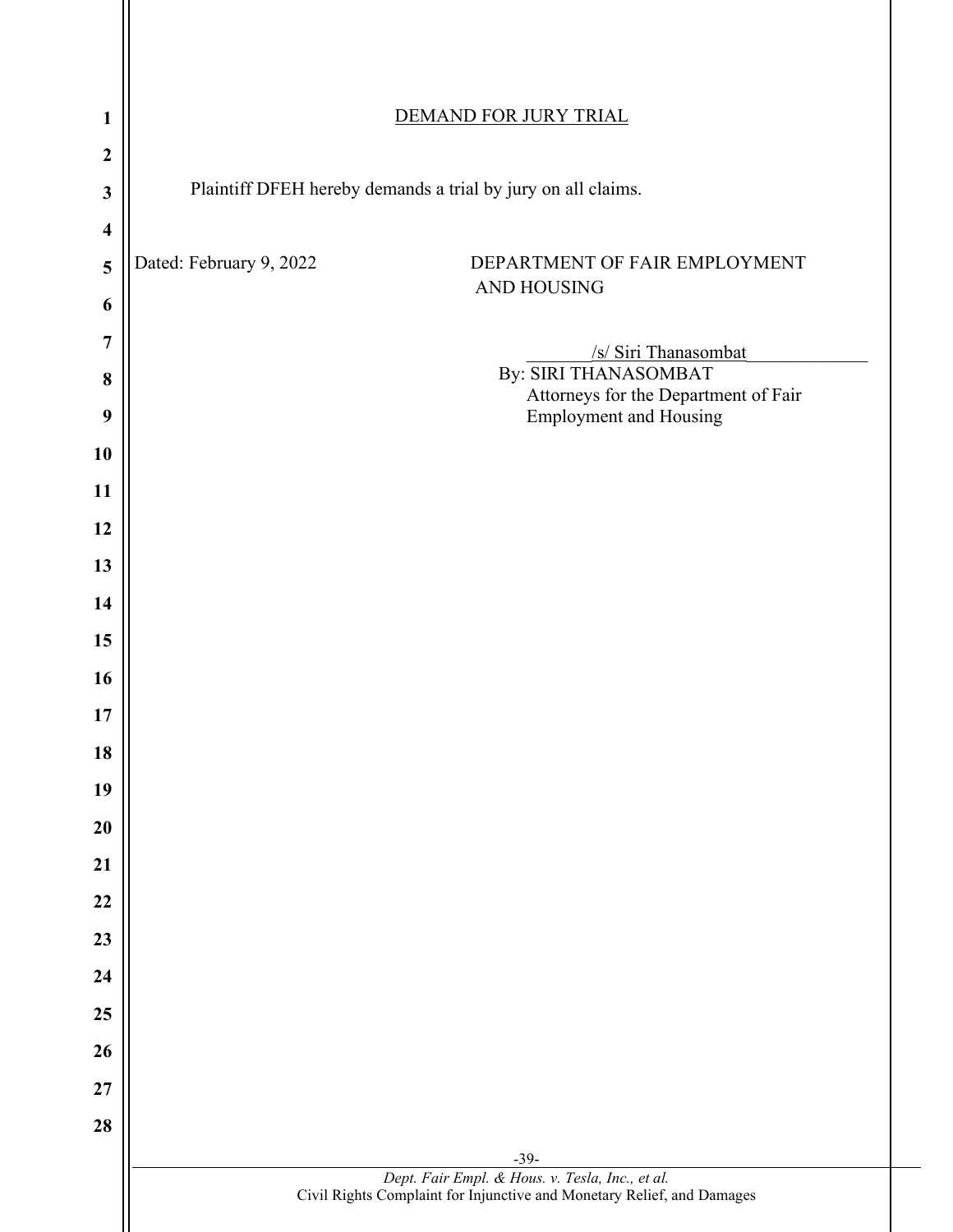## DEMAND FOR JURY TRIAL

Plaintiff DFEH hereby demands a trial by jury on all claims.

Dated: February 9, 2022

DEPARTMENT OF FAIR EMPLOYMENT AND HOUSING

/s/ Siri Thanasombat

By: SIRI THANASOMBAT
Attorneys for the Department of Fair Employment and Housing